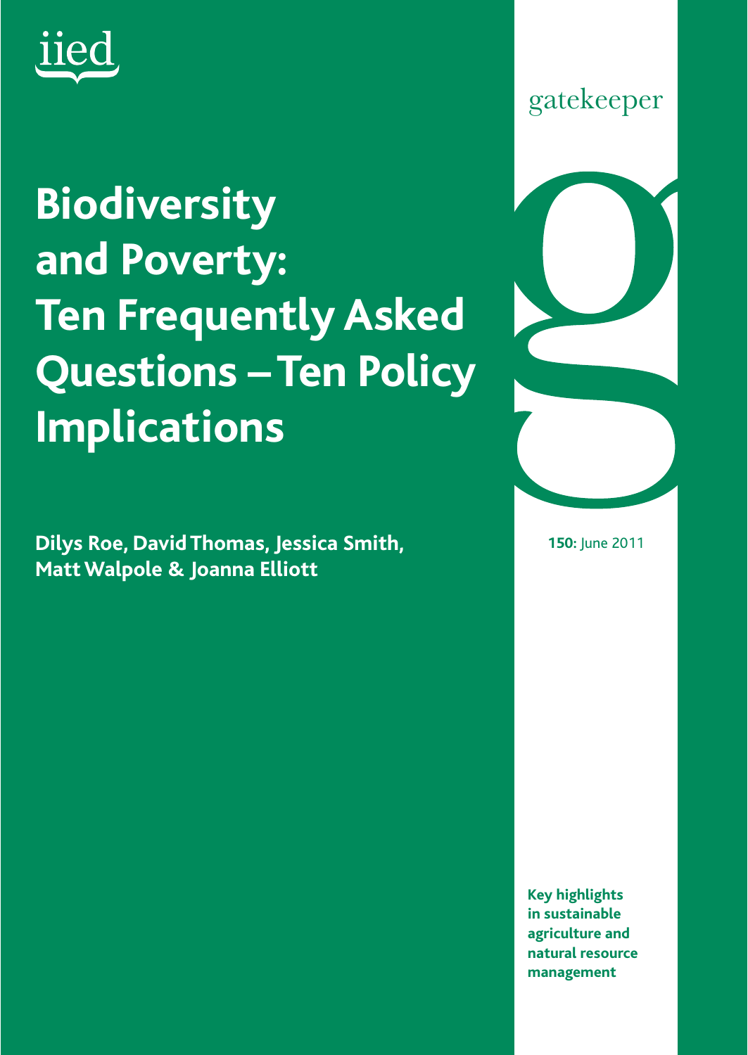iied

gatekeeper

# Biodiversity and Poverty: Ten Frequently Asked Questions – Ten Policy Implications

**Dilys Roe, David Thomas, Jessica Smith, Matt Walpole & Joanna Elliott**

**150:** June 2011

**Key highlights in sustainable agriculture and natural resource management**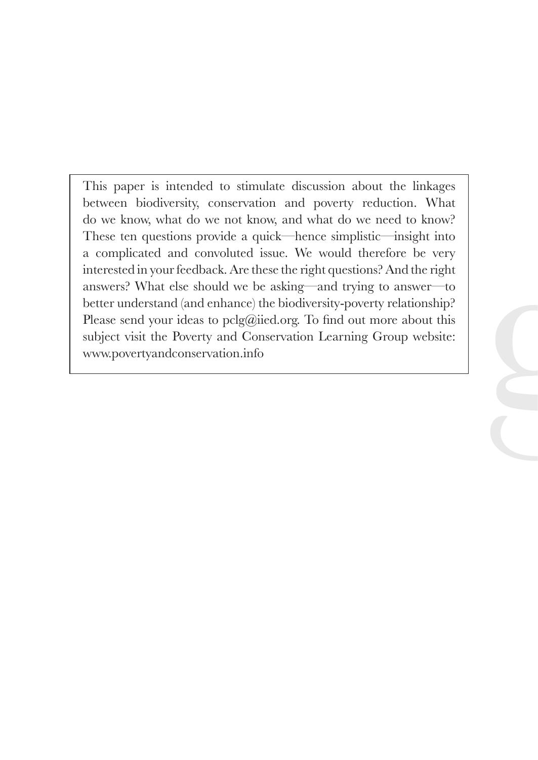This paper is intended to stimulate discussion about the linkages between biodiversity, conservation and poverty reduction. What do we know, what do we not know, and what do we need to know? These ten questions provide a quick—hence simplistic—insight into a complicated and convoluted issue. We would therefore be very interested in your feedback. Are these the right questions? And the right answers? What else should we be asking—and trying to answer—to better understand (and enhance) the biodiversity-poverty relationship? Please send your ideas to pclg@iied.org. To find out more about this subject visit the Poverty and Conservation Learning Group website: www.povertyandconservation.info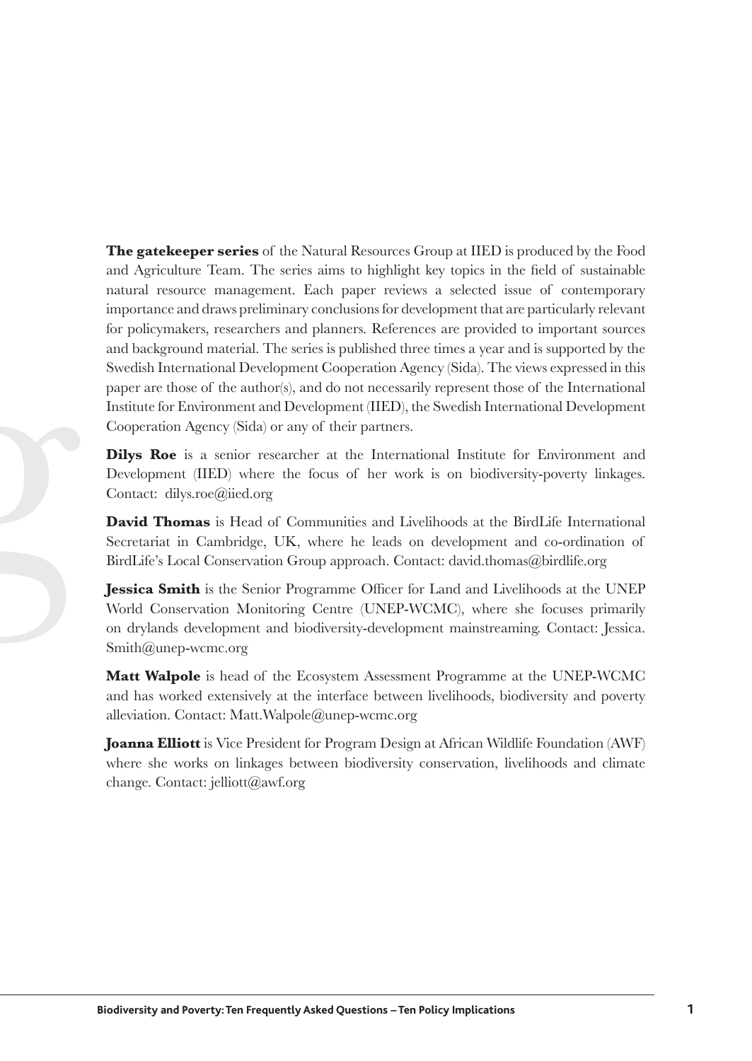**The gatekeeper series** of the Natural Resources Group at IIED is produced by the Food and Agriculture Team. The series aims to highlight key topics in the field of sustainable natural resource management. Each paper reviews a selected issue of contemporary importance and draws preliminary conclusions for development that are particularly relevant for policymakers, researchers and planners. References are provided to important sources and background material. The series is published three times a year and is supported by the Swedish International Development Cooperation Agency (Sida). The views expressed in this paper are those of the author(s), and do not necessarily represent those of the International Institute for Environment and Development (IIED), the Swedish International Development Cooperation Agency (Sida) or any of their partners.

**Dilys Roe** is a senior researcher at the International Institute for Environment and Development (IIED) where the focus of her work is on biodiversity-poverty linkages. Contact: dilys.roe@iied.org

**David Thomas** is Head of Communities and Livelihoods at the BirdLife International Secretariat in Cambridge, UK, where he leads on development and co-ordination of BirdLife's Local Conservation Group approach. Contact: david.thomas@birdlife.org

**Jessica Smith** is the Senior Programme Officer for Land and Livelihoods at the UNEP World Conservation Monitoring Centre (UNEP-WCMC), where she focuses primarily on drylands development and biodiversity-development mainstreaming. Contact: Jessica.Smith@unep-wcmc.org

**Matt Walpole** is head of the Ecosystem Assessment Programme at the UNEP-WCMC and has worked extensively at the interface between livelihoods, biodiversity and poverty alleviation. Contact: Matt.Walpole@unep-wcmc.org

**Joanna Elliott** is Vice President for Program Design at African Wildlife Foundation (AWF) where she works on linkages between biodiversity conservation, livelihoods and climate change. Contact: jelliott@awf.org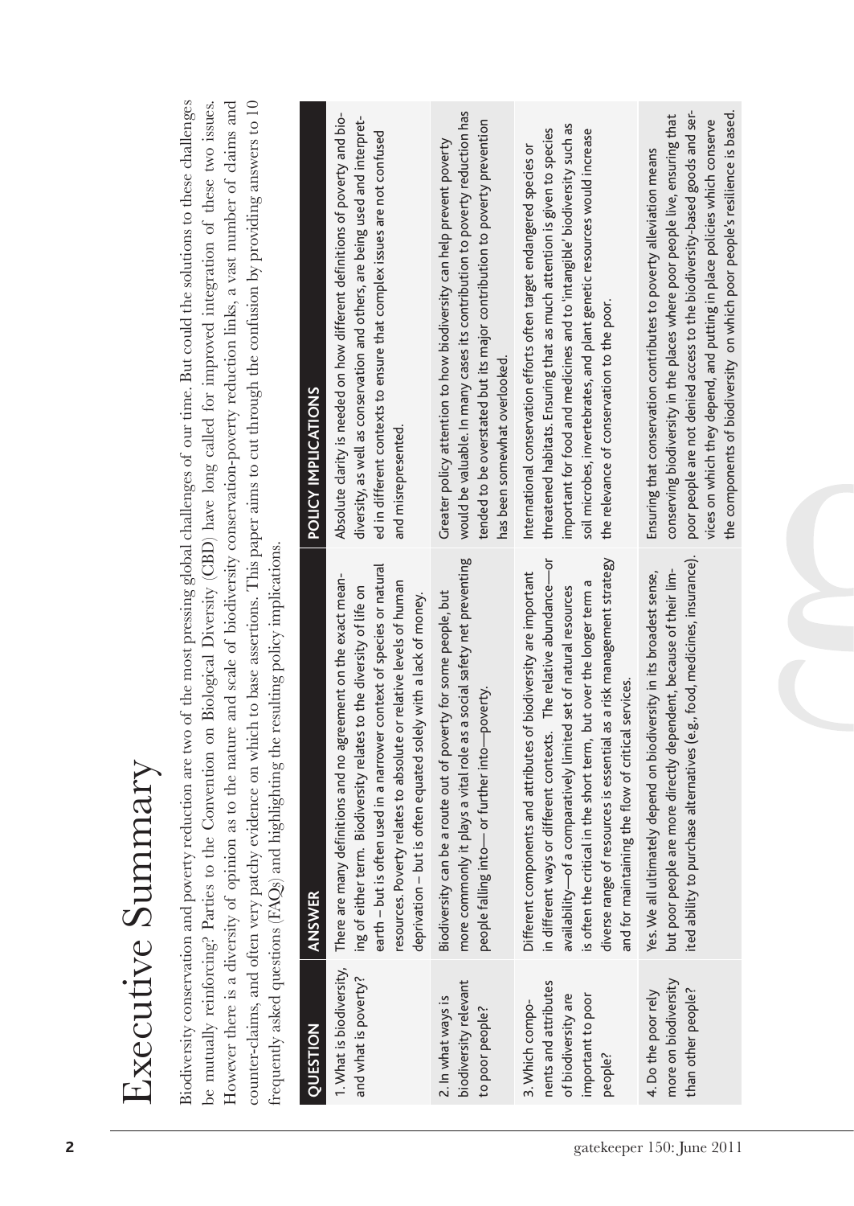# Executive Summary

Biodiversity conservation and poverty reduction are two of the most pressing global challenges of our time. But could the solutions to these challenges be mutually reinforcing? Parties to the Convention on Biological Diversity (CBD) have long called for improved integration of these two issues. However there is a diversity of opinion as to the nature and scale of biodiversity conservation-poverty reduction links, a vast number of claims and counter-claims, and often very patchy evidence on which to base assertions. This paper aims to cut through the confusion by providing answers to 10 frequently asked questions (FAQs) and highlighting the resulting policy implications.

| QUESTION | ANSWER | POLICY IMPLICATIONS |
| --- | --- | --- |
| 1. What is biodiversity, and what is poverty? | There are many definitions and no agreement on the exact meaning of either term. Biodiversity relates to the diversity of life on earth – but is often used in a narrower context of species or natural resources. Poverty relates to absolute or relative levels of human deprivation – but is often equated solely with a lack of money. | Absolute clarity is needed on how different definitions of poverty and biodiversity, as well as conservation and others, are being used and interpreted in different contexts to ensure that complex issues are not confused and misrepresented. |
| 2. In what ways is biodiversity relevant to poor people? | Biodiversity can be a route out of poverty for some people, but more commonly it plays a vital role as a social safety net preventing people falling into— or further into—poverty. | Greater policy attention to how biodiversity can help prevent poverty would be valuable. In many cases its contribution to poverty reduction has tended to be overstated but its major contribution to poverty prevention has been somewhat overlooked. |
| 3. Which components and attributes of biodiversity are important to poor people? | Different components and attributes of biodiversity are important in different ways or different contexts. The relative abundance—or availability—of a comparatively limited set of natural resources is often the critical in the short term, but over the longer term a diverse range of resources is essential as a risk management strategy and for maintaining the flow of critical services. | International conservation efforts often target endangered species or threatened habitats. Ensuring that as much attention is given to species important for food and medicines and to 'intangible' biodiversity such as soil microbes, invertebrates, and plant genetic resources would increase the relevance of conservation to the poor. |
| 4. Do the poor rely more on biodiversity than other people? | Yes. We all ultimately depend on biodiversity in its broadest sense, but poor people are more directly dependent, because of their limited ability to purchase alternatives (e.g., food, medicines, insurance). | Ensuring that conservation contributes to poverty alleviation means conserving biodiversity in the places where poor people live, ensuring that poor people are not denied access to the biodiversity-based goods and services on which they depend, and putting in place policies which conserve the components of biodiversity on which poor people's resilience is based. |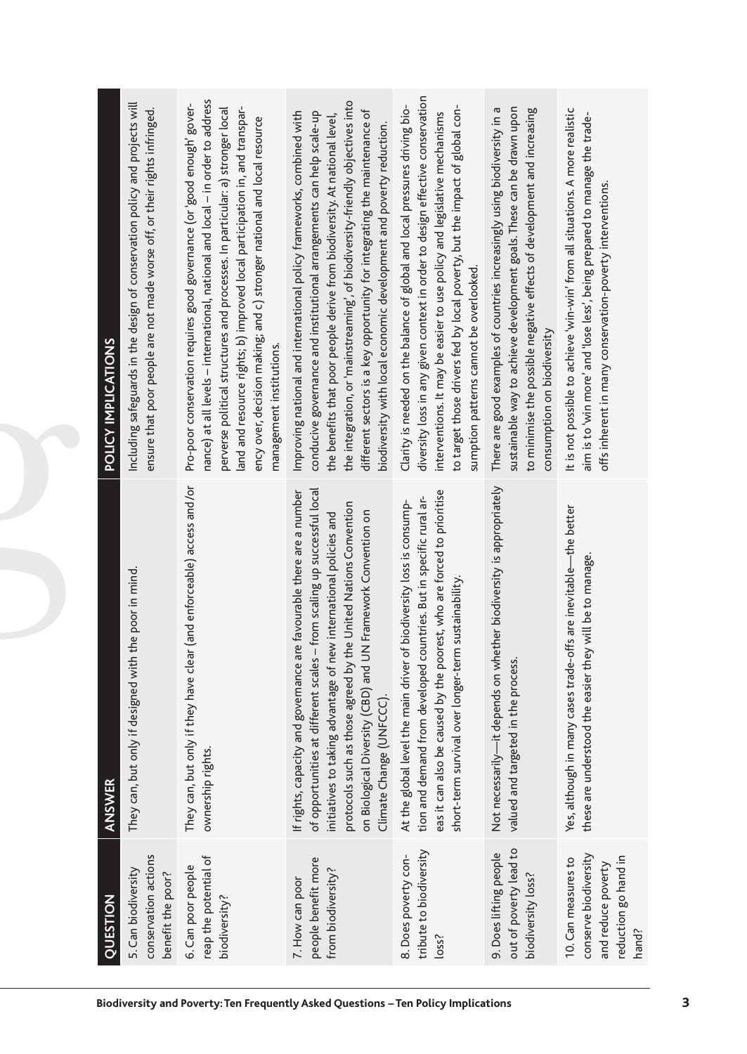| QUESTION | ANSWER | POLICY IMPLICATIONS |
|---|---|---|
| 5. Can biodiversity conservation actions benefit the poor? | They can, but only if designed with the poor in mind. | Including safeguards in the design of conservation policy and projects will ensure that poor people are not made worse off, or their rights infringed. |
| 6. Can poor people reap the potential of biodiversity? | They can, but only if they have clear (and enforceable) access and/or ownership rights. | Pro-poor conservation requires good governance (or 'good enough' governance) at all levels – international, national and local – in order to address perverse political structures and processes. In particular: a) stronger local land and resource rights; b) improved local participation in, and transparency over, decision making; and c) stronger national and local resource management institutions. |
| 7. How can poor people benefit more from biodiversity? | If rights, capacity and governance are favourable there are a number of opportunities at different scales – from scaling up successful local initiatives to taking advantage of new international policies and protocols such as those agreed by the United Nations Convention on Biological Diversity (CBD) and UN Framework Convention on Climate Change (UNFCCC). | Improving national and international policy frameworks, combined with conducive governance and institutional arrangements can help scale-up the benefits that poor people derive from biodiversity. At national level, the integration, or 'mainstreaming', of biodiversity-friendly objectives into different sectors is a key opportunity for integrating the maintenance of biodiversity with local economic development and poverty reduction. |
| 8. Does poverty contribute to biodiversity loss? | At the global level the main driver of biodiversity loss is consumption and demand from developed countries. But in specific rural areas it can also be caused by the poorest, who are forced to prioritise short-term survival over longer-term sustainability. | Clarity is needed on the balance of global and local pressures driving biodiversity loss in any given context in order to design effective conservation interventions. It may be easier to use policy and legislative mechanisms to target those drivers fed by local poverty, but the impact of global consumption patterns cannot be overlooked. |
| 9. Does lifting people out of poverty lead to biodiversity loss? | Not necessarily—it depends on whether biodiversity is appropriately valued and targeted in the process. | There are good examples of countries increasingly using biodiversity in a sustainable way to achieve development goals. These can be drawn upon to minimise the possible negative effects of development and increasing consumption on biodiversity |
| 10. Can measures to conserve biodiversity and reduce poverty reduction go hand in hand? | Yes, although in many cases trade-offs are inevitable—the better these are understood the easier they will be to manage. | It is not possible to achieve 'win-win' from all situations. A more realistic aim is to 'win more' and 'lose less', being prepared to manage the trade-offs inherent in many conservation-poverty interventions. |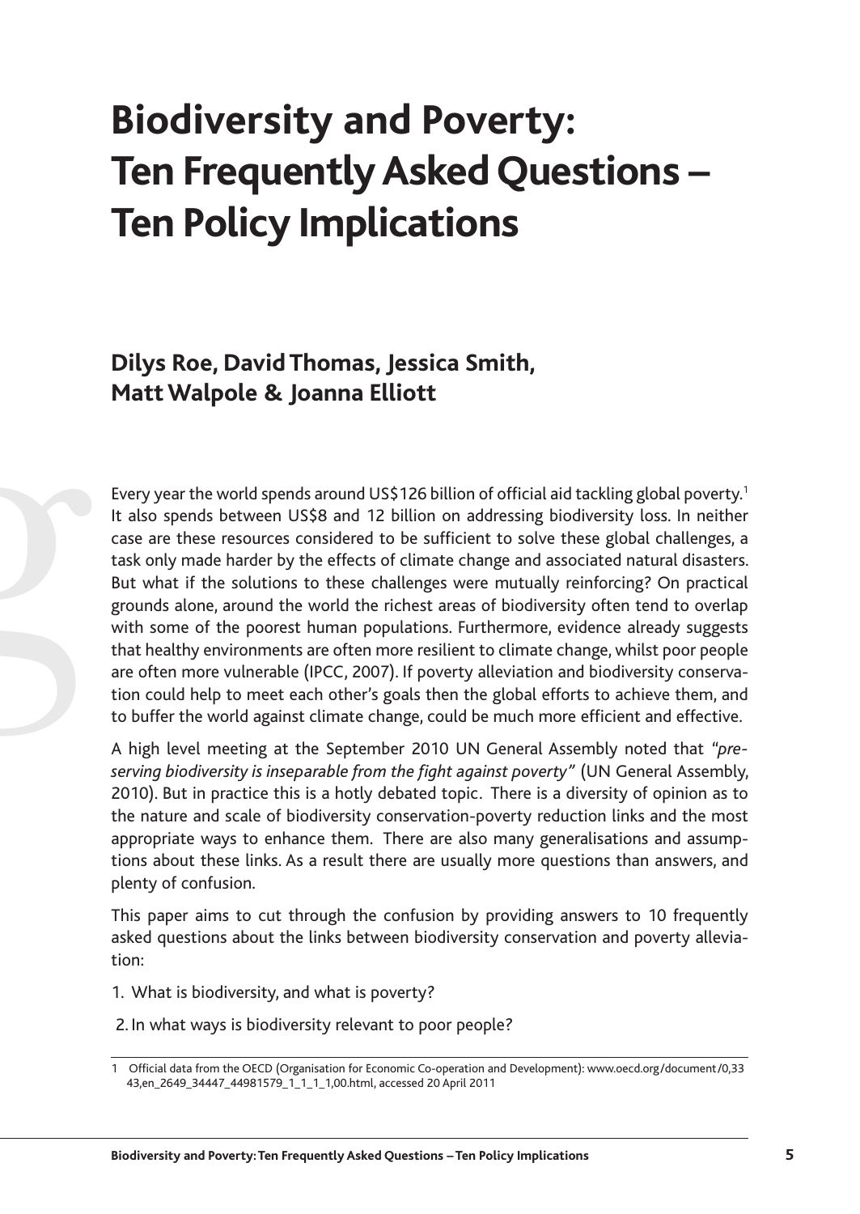# Biodiversity and Poverty: Ten Frequently Asked Questions – Ten Policy Implications

**Dilys Roe, David Thomas, Jessica Smith, Matt Walpole & Joanna Elliott**

Every year the world spends around US$126 billion of official aid tackling global poverty.[1] It also spends between US$8 and 12 billion on addressing biodiversity loss. In neither case are these resources considered to be sufficient to solve these global challenges, a task only made harder by the effects of climate change and associated natural disasters. But what if the solutions to these challenges were mutually reinforcing? On practical grounds alone, around the world the richest areas of biodiversity often tend to overlap with some of the poorest human populations. Furthermore, evidence already suggests that healthy environments are often more resilient to climate change, whilst poor people are often more vulnerable (IPCC, 2007). If poverty alleviation and biodiversity conservation could help to meet each other's goals then the global efforts to achieve them, and to buffer the world against climate change, could be much more efficient and effective.

A high level meeting at the September 2010 UN General Assembly noted that *"preserving biodiversity is inseparable from the fight against poverty"* (UN General Assembly, 2010). But in practice this is a hotly debated topic. There is a diversity of opinion as to the nature and scale of biodiversity conservation-poverty reduction links and the most appropriate ways to enhance them. There are also many generalisations and assumptions about these links. As a result there are usually more questions than answers, and plenty of confusion.

This paper aims to cut through the confusion by providing answers to 10 frequently asked questions about the links between biodiversity conservation and poverty alleviation:

1. What is biodiversity, and what is poverty?
2. In what ways is biodiversity relevant to poor people?

[1] Official data from the OECD (Organisation for Economic Co-operation and Development): www.oecd.org/document/0,3343,en_2649_34447_44981579_1_1_1_1,00.html, accessed 20 April 2011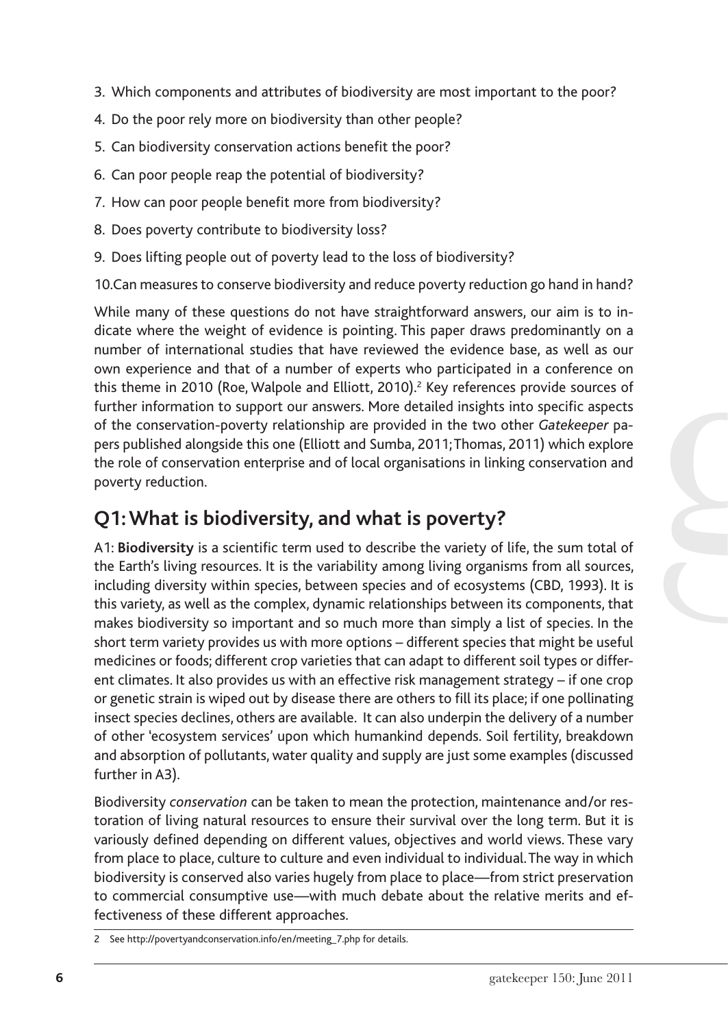3. Which components and attributes of biodiversity are most important to the poor?
4. Do the poor rely more on biodiversity than other people?
5. Can biodiversity conservation actions benefit the poor?
6. Can poor people reap the potential of biodiversity?
7. How can poor people benefit more from biodiversity?
8. Does poverty contribute to biodiversity loss?
9. Does lifting people out of poverty lead to the loss of biodiversity?
10. Can measures to conserve biodiversity and reduce poverty reduction go hand in hand?

While many of these questions do not have straightforward answers, our aim is to indicate where the weight of evidence is pointing. This paper draws predominantly on a number of international studies that have reviewed the evidence base, as well as our own experience and that of a number of experts who participated in a conference on this theme in 2010 (Roe, Walpole and Elliott, 2010).[2] Key references provide sources of further information to support our answers. More detailed insights into specific aspects of the conservation-poverty relationship are provided in the two other *Gatekeeper* papers published alongside this one (Elliott and Sumba, 2011; Thomas, 2011) which explore the role of conservation enterprise and of local organisations in linking conservation and poverty reduction.

## Q1: What is biodiversity, and what is poverty?

A1: **Biodiversity** is a scientific term used to describe the variety of life, the sum total of the Earth's living resources. It is the variability among living organisms from all sources, including diversity within species, between species and of ecosystems (CBD, 1993). It is this variety, as well as the complex, dynamic relationships between its components, that makes biodiversity so important and so much more than simply a list of species. In the short term variety provides us with more options – different species that might be useful medicines or foods; different crop varieties that can adapt to different soil types or different climates. It also provides us with an effective risk management strategy – if one crop or genetic strain is wiped out by disease there are others to fill its place; if one pollinating insect species declines, others are available. It can also underpin the delivery of a number of other 'ecosystem services' upon which humankind depends. Soil fertility, breakdown and absorption of pollutants, water quality and supply are just some examples (discussed further in A3).

Biodiversity *conservation* can be taken to mean the protection, maintenance and/or restoration of living natural resources to ensure their survival over the long term. But it is variously defined depending on different values, objectives and world views. These vary from place to place, culture to culture and even individual to individual. The way in which biodiversity is conserved also varies hugely from place to place—from strict preservation to commercial consumptive use—with much debate about the relative merits and effectiveness of these different approaches.

2 See http://povertyandconservation.info/en/meeting_7.php for details.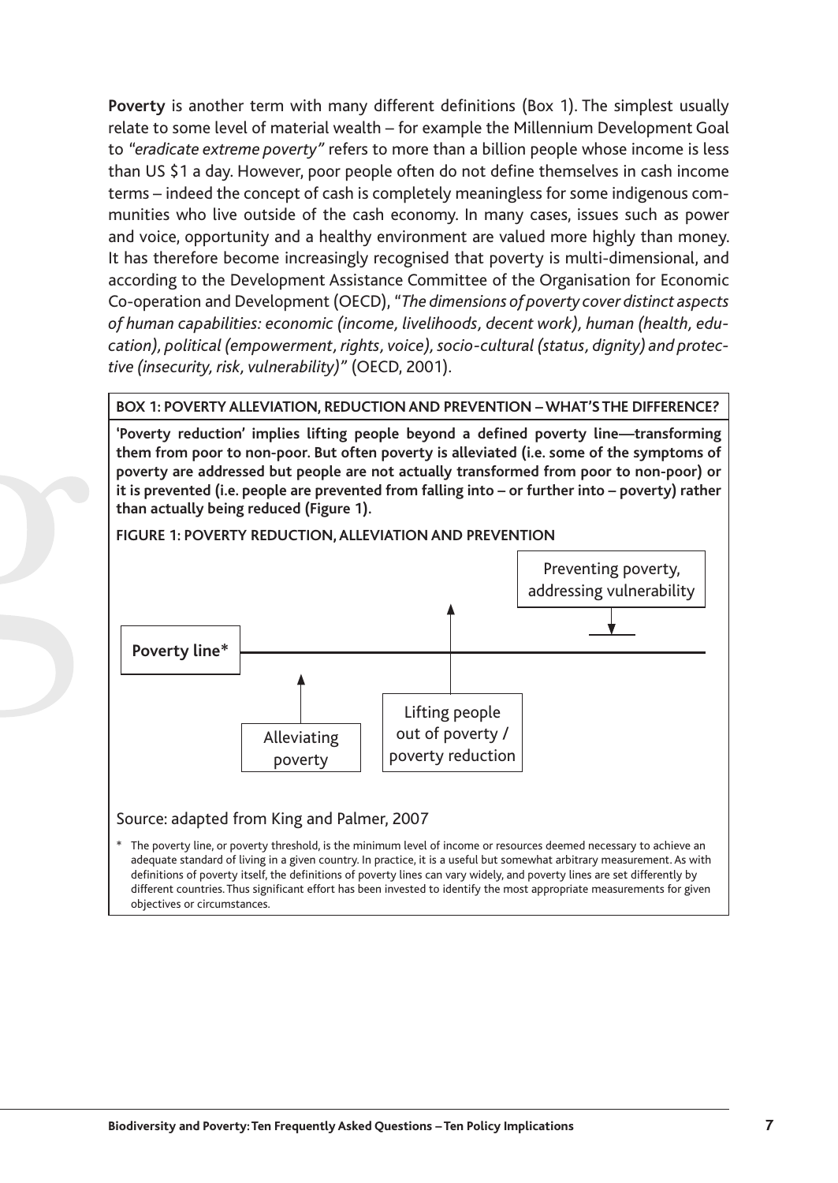**Poverty** is another term with many different definitions (Box 1). The simplest usually relate to some level of material wealth – for example the Millennium Development Goal to *"eradicate extreme poverty"* refers to more than a billion people whose income is less than US $1 a day. However, poor people often do not define themselves in cash income terms – indeed the concept of cash is completely meaningless for some indigenous communities who live outside of the cash economy. In many cases, issues such as power and voice, opportunity and a healthy environment are valued more highly than money. It has therefore become increasingly recognised that poverty is multi-dimensional, and according to the Development Assistance Committee of the Organisation for Economic Co-operation and Development (OECD), "*The dimensions of poverty cover distinct aspects of human capabilities: economic (income, livelihoods, decent work), human (health, education), political (empowerment, rights, voice), socio-cultural (status, dignity) and protective (insecurity, risk, vulnerability)"* (OECD, 2001).

**BOX 1: POVERTY ALLEVIATION, REDUCTION AND PREVENTION – WHAT'S THE DIFFERENCE?**

**'Poverty reduction' implies lifting people beyond a defined poverty line—transforming them from poor to non-poor. But often poverty is alleviated (i.e. some of the symptoms of poverty are addressed but people are not actually transformed from poor to non-poor) or it is prevented (i.e. people are prevented from falling into – or further into – poverty) rather than actually being reduced (Figure 1).**

**FIGURE 1: POVERTY REDUCTION, ALLEVIATION AND PREVENTION**

Poverty line*

Preventing poverty, addressing vulnerability

Alleviating poverty

Lifting people out of poverty / poverty reduction

Source: adapted from King and Palmer, 2007

\* The poverty line, or poverty threshold, is the minimum level of income or resources deemed necessary to achieve an adequate standard of living in a given country. In practice, it is a useful but somewhat arbitrary measurement. As with definitions of poverty itself, the definitions of poverty lines can vary widely, and poverty lines are set differently by different countries. Thus significant effort has been invested to identify the most appropriate measurements for given objectives or circumstances.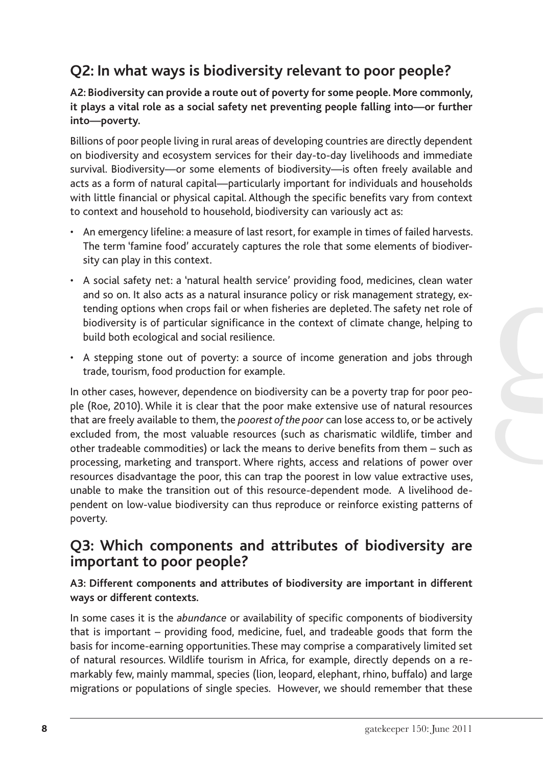## Q2: In what ways is biodiversity relevant to poor people?

**A2: Biodiversity can provide a route out of poverty for some people. More commonly, it plays a vital role as a social safety net preventing people falling into—or further into—poverty.**

Billions of poor people living in rural areas of developing countries are directly dependent on biodiversity and ecosystem services for their day-to-day livelihoods and immediate survival. Biodiversity—or some elements of biodiversity—is often freely available and acts as a form of natural capital—particularly important for individuals and households with little financial or physical capital. Although the specific benefits vary from context to context and household to household, biodiversity can variously act as:

- An emergency lifeline: a measure of last resort, for example in times of failed harvests. The term 'famine food' accurately captures the role that some elements of biodiversity can play in this context.
- A social safety net: a 'natural health service' providing food, medicines, clean water and so on. It also acts as a natural insurance policy or risk management strategy, extending options when crops fail or when fisheries are depleted. The safety net role of biodiversity is of particular significance in the context of climate change, helping to build both ecological and social resilience.
- A stepping stone out of poverty: a source of income generation and jobs through trade, tourism, food production for example.

In other cases, however, dependence on biodiversity can be a poverty trap for poor people (Roe, 2010). While it is clear that the poor make extensive use of natural resources that are freely available to them, the *poorest of the poor* can lose access to, or be actively excluded from, the most valuable resources (such as charismatic wildlife, timber and other tradeable commodities) or lack the means to derive benefits from them – such as processing, marketing and transport. Where rights, access and relations of power over resources disadvantage the poor, this can trap the poorest in low value extractive uses, unable to make the transition out of this resource-dependent mode. A livelihood dependent on low-value biodiversity can thus reproduce or reinforce existing patterns of poverty.

## Q3: Which components and attributes of biodiversity are important to poor people?

**A3: Different components and attributes of biodiversity are important in different ways or different contexts.**

In some cases it is the *abundance* or availability of specific components of biodiversity that is important – providing food, medicine, fuel, and tradeable goods that form the basis for income-earning opportunities. These may comprise a comparatively limited set of natural resources. Wildlife tourism in Africa, for example, directly depends on a remarkably few, mainly mammal, species (lion, leopard, elephant, rhino, buffalo) and large migrations or populations of single species. However, we should remember that these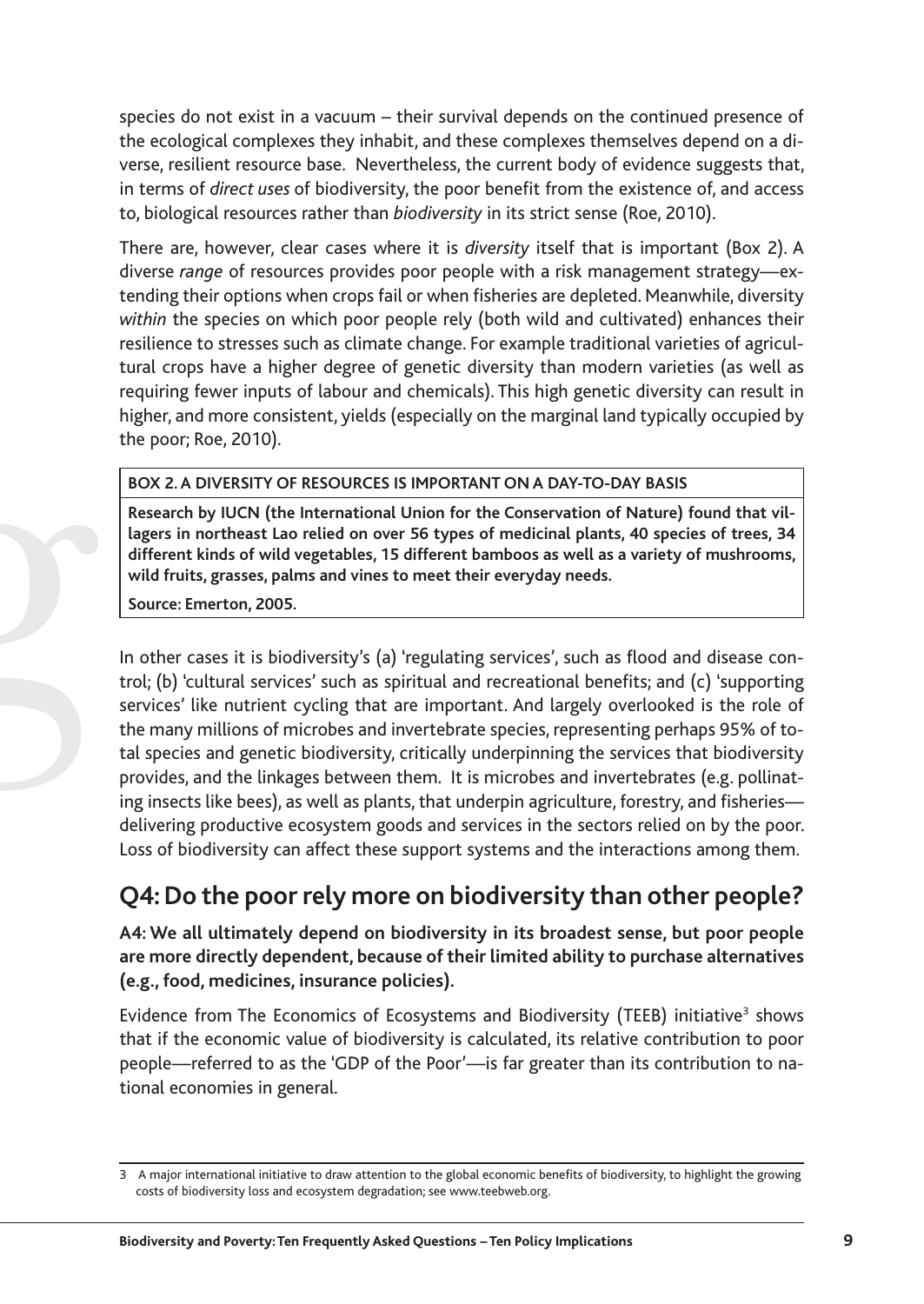species do not exist in a vacuum – their survival depends on the continued presence of the ecological complexes they inhabit, and these complexes themselves depend on a diverse, resilient resource base. Nevertheless, the current body of evidence suggests that, in terms of *direct uses* of biodiversity, the poor benefit from the existence of, and access to, biological resources rather than *biodiversity* in its strict sense (Roe, 2010).

There are, however, clear cases where it is *diversity* itself that is important (Box 2). A diverse *range* of resources provides poor people with a risk management strategy—extending their options when crops fail or when fisheries are depleted. Meanwhile, diversity *within* the species on which poor people rely (both wild and cultivated) enhances their resilience to stresses such as climate change. For example traditional varieties of agricultural crops have a higher degree of genetic diversity than modern varieties (as well as requiring fewer inputs of labour and chemicals). This high genetic diversity can result in higher, and more consistent, yields (especially on the marginal land typically occupied by the poor; Roe, 2010).

| BOX 2. A DIVERSITY OF RESOURCES IS IMPORTANT ON A DAY-TO-DAY BASIS |
| --- |
| **Research by IUCN (the International Union for the Conservation of Nature) found that villagers in northeast Lao relied on over 56 types of medicinal plants, 40 species of trees, 34 different kinds of wild vegetables, 15 different bamboos as well as a variety of mushrooms, wild fruits, grasses, palms and vines to meet their everyday needs.** |
| **Source: Emerton, 2005.** |

In other cases it is biodiversity's (a) 'regulating services', such as flood and disease control; (b) 'cultural services' such as spiritual and recreational benefits; and (c) 'supporting services' like nutrient cycling that are important. And largely overlooked is the role of the many millions of microbes and invertebrate species, representing perhaps 95% of total species and genetic biodiversity, critically underpinning the services that biodiversity provides, and the linkages between them. It is microbes and invertebrates (e.g. pollinating insects like bees), as well as plants, that underpin agriculture, forestry, and fisheries—delivering productive ecosystem goods and services in the sectors relied on by the poor. Loss of biodiversity can affect these support systems and the interactions among them.

## Q4: Do the poor rely more on biodiversity than other people?

**A4: We all ultimately depend on biodiversity in its broadest sense, but poor people are more directly dependent, because of their limited ability to purchase alternatives (e.g., food, medicines, insurance policies).**

Evidence from The Economics of Ecosystems and Biodiversity (TEEB) initiative[3] shows that if the economic value of biodiversity is calculated, its relative contribution to poor people—referred to as the 'GDP of the Poor'—is far greater than its contribution to national economies in general.

[3] A major international initiative to draw attention to the global economic benefits of biodiversity, to highlight the growing costs of biodiversity loss and ecosystem degradation; see www.teebweb.org.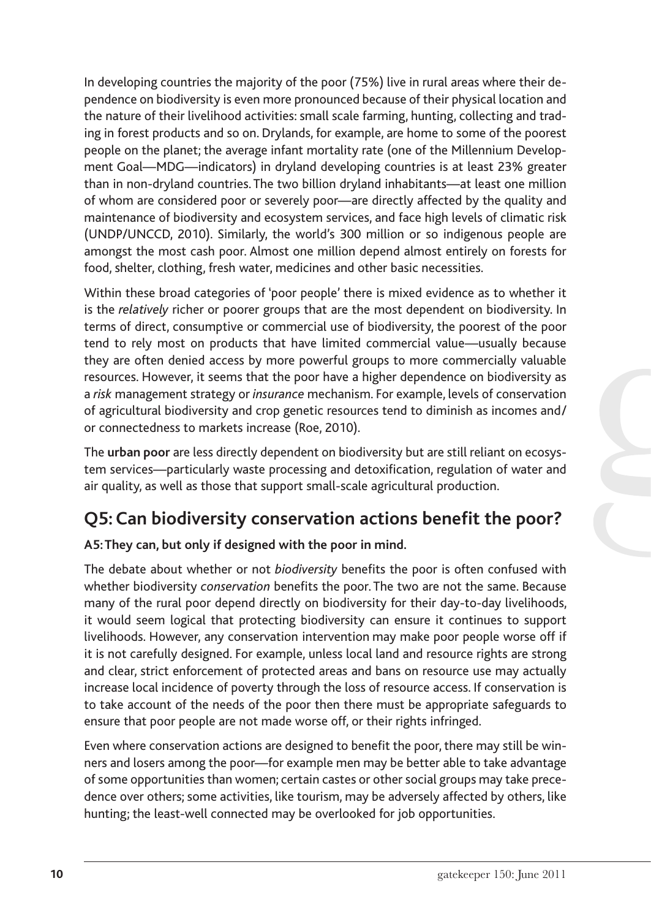In developing countries the majority of the poor (75%) live in rural areas where their dependence on biodiversity is even more pronounced because of their physical location and the nature of their livelihood activities: small scale farming, hunting, collecting and trading in forest products and so on. Drylands, for example, are home to some of the poorest people on the planet; the average infant mortality rate (one of the Millennium Development Goal—MDG—indicators) in dryland developing countries is at least 23% greater than in non-dryland countries. The two billion dryland inhabitants—at least one million of whom are considered poor or severely poor—are directly affected by the quality and maintenance of biodiversity and ecosystem services, and face high levels of climatic risk (UNDP/UNCCD, 2010). Similarly, the world's 300 million or so indigenous people are amongst the most cash poor. Almost one million depend almost entirely on forests for food, shelter, clothing, fresh water, medicines and other basic necessities.

Within these broad categories of 'poor people' there is mixed evidence as to whether it is the *relatively* richer or poorer groups that are the most dependent on biodiversity. In terms of direct, consumptive or commercial use of biodiversity, the poorest of the poor tend to rely most on products that have limited commercial value—usually because they are often denied access by more powerful groups to more commercially valuable resources. However, it seems that the poor have a higher dependence on biodiversity as a *risk* management strategy or *insurance* mechanism. For example, levels of conservation of agricultural biodiversity and crop genetic resources tend to diminish as incomes and/or connectedness to markets increase (Roe, 2010).

The **urban poor** are less directly dependent on biodiversity but are still reliant on ecosystem services—particularly waste processing and detoxification, regulation of water and air quality, as well as those that support small-scale agricultural production.

## Q5: Can biodiversity conservation actions benefit the poor?

**A5: They can, but only if designed with the poor in mind.**

The debate about whether or not *biodiversity* benefits the poor is often confused with whether biodiversity *conservation* benefits the poor. The two are not the same. Because many of the rural poor depend directly on biodiversity for their day-to-day livelihoods, it would seem logical that protecting biodiversity can ensure it continues to support livelihoods. However, any conservation intervention may make poor people worse off if it is not carefully designed. For example, unless local land and resource rights are strong and clear, strict enforcement of protected areas and bans on resource use may actually increase local incidence of poverty through the loss of resource access. If conservation is to take account of the needs of the poor then there must be appropriate safeguards to ensure that poor people are not made worse off, or their rights infringed.

Even where conservation actions are designed to benefit the poor, there may still be winners and losers among the poor—for example men may be better able to take advantage of some opportunities than women; certain castes or other social groups may take precedence over others; some activities, like tourism, may be adversely affected by others, like hunting; the least-well connected may be overlooked for job opportunities.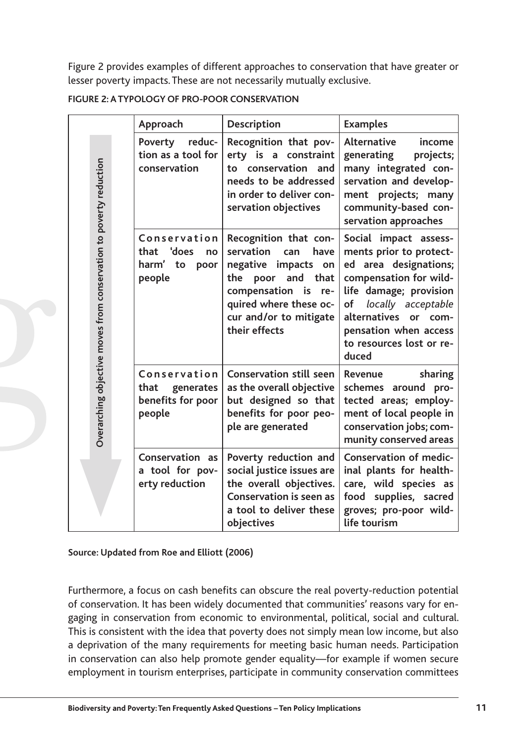Figure 2 provides examples of different approaches to conservation that have greater or lesser poverty impacts. These are not necessarily mutually exclusive.

**FIGURE 2: A TYPOLOGY OF PRO-POOR CONSERVATION**

| Overarching objective moves from conservation to poverty reduction | Approach | Description | Examples |
|---|---|---|---|
| | **Poverty reduction as a tool for conservation** | **Recognition that poverty is a constraint to conservation and needs to be addressed in order to deliver conservation objectives** | **Alternative income generating projects; many integrated conservation and development projects; many community-based conservation approaches** |
| | **Conservation that 'does no harm' to poor people** | **Recognition that conservation can have negative impacts on the poor and that compensation is required where these occur and/or to mitigate their effects** | **Social impact assessments prior to protected area designations; compensation for wildlife damage; provision of *locally acceptable* alternatives or compensation when access to resources lost or reduced** |
| | **Conservation that generates benefits for poor people** | **Conservation still seen as the overall objective but designed so that benefits for poor people are generated** | **Revenue sharing schemes around protected areas; employment of local people in conservation jobs; community conserved areas** |
| | **Conservation as a tool for poverty reduction** | **Poverty reduction and social justice issues are the overall objectives. Conservation is seen as a tool to deliver these objectives** | **Conservation of medicinal plants for healthcare, wild species as food supplies, sacred groves; pro-poor wildlife tourism** |

**Source: Updated from Roe and Elliott (2006)**

Furthermore, a focus on cash benefits can obscure the real poverty-reduction potential of conservation. It has been widely documented that communities' reasons vary for engaging in conservation from economic to environmental, political, social and cultural. This is consistent with the idea that poverty does not simply mean low income, but also a deprivation of the many requirements for meeting basic human needs. Participation in conservation can also help promote gender equality—for example if women secure employment in tourism enterprises, participate in community conservation committees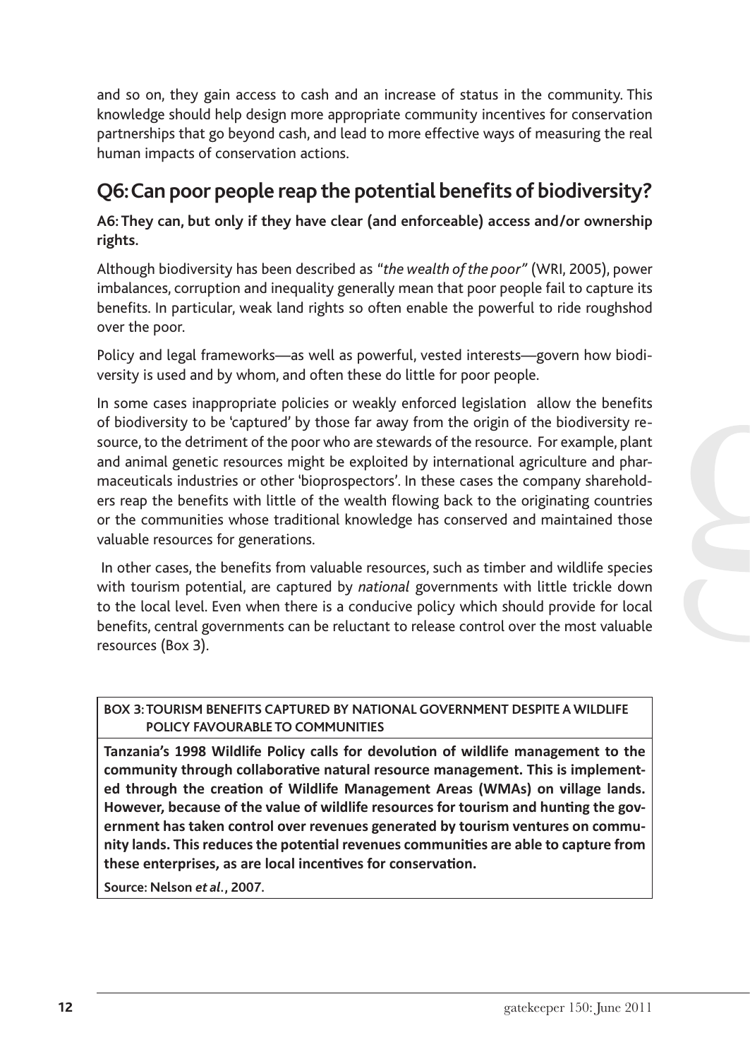and so on, they gain access to cash and an increase of status in the community. This knowledge should help design more appropriate community incentives for conservation partnerships that go beyond cash, and lead to more effective ways of measuring the real human impacts of conservation actions.

## Q6: Can poor people reap the potential benefits of biodiversity?

**A6: They can, but only if they have clear (and enforceable) access and/or ownership rights.**

Although biodiversity has been described as "*the wealth of the poor*" (WRI, 2005), power imbalances, corruption and inequality generally mean that poor people fail to capture its benefits. In particular, weak land rights so often enable the powerful to ride roughshod over the poor.

Policy and legal frameworks—as well as powerful, vested interests—govern how biodiversity is used and by whom, and often these do little for poor people.

In some cases inappropriate policies or weakly enforced legislation allow the benefits of biodiversity to be 'captured' by those far away from the origin of the biodiversity resource, to the detriment of the poor who are stewards of the resource. For example, plant and animal genetic resources might be exploited by international agriculture and pharmaceuticals industries or other 'bioprospectors'. In these cases the company shareholders reap the benefits with little of the wealth flowing back to the originating countries or the communities whose traditional knowledge has conserved and maintained those valuable resources for generations.

In other cases, the benefits from valuable resources, such as timber and wildlife species with tourism potential, are captured by *national* governments with little trickle down to the local level. Even when there is a conducive policy which should provide for local benefits, central governments can be reluctant to release control over the most valuable resources (Box 3).

**BOX 3: TOURISM BENEFITS CAPTURED BY NATIONAL GOVERNMENT DESPITE A WILDLIFE POLICY FAVOURABLE TO COMMUNITIES**

**Tanzania's 1998 Wildlife Policy calls for devolution of wildlife management to the community through collaborative natural resource management. This is implemented through the creation of Wildlife Management Areas (WMAs) on village lands. However, because of the value of wildlife resources for tourism and hunting the government has taken control over revenues generated by tourism ventures on community lands. This reduces the potential revenues communities are able to capture from these enterprises, as are local incentives for conservation.**

**Source: Nelson *et al.*, 2007.**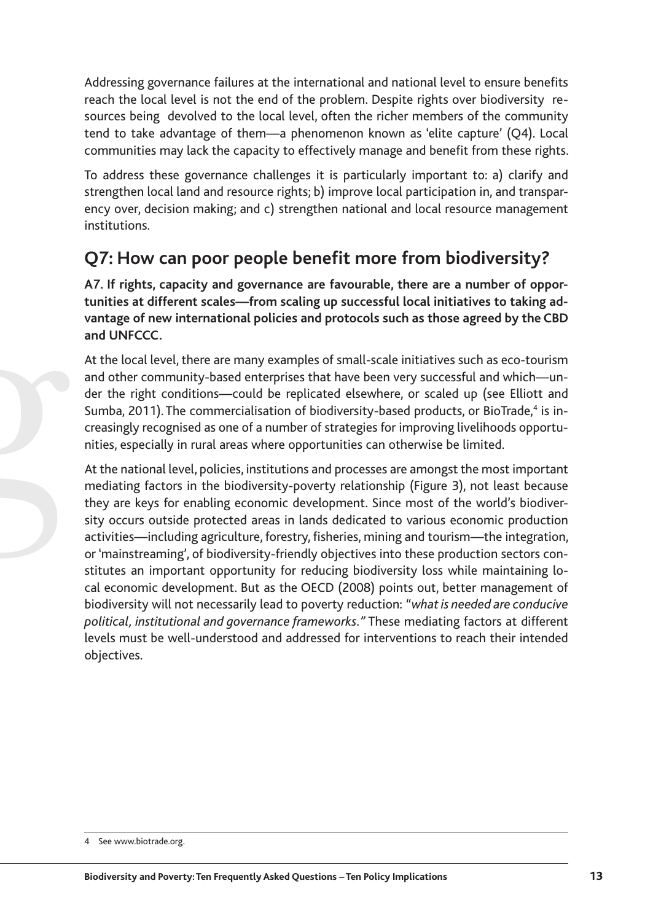Addressing governance failures at the international and national level to ensure benefits reach the local level is not the end of the problem. Despite rights over biodiversity resources being devolved to the local level, often the richer members of the community tend to take advantage of them—a phenomenon known as 'elite capture' (Q4). Local communities may lack the capacity to effectively manage and benefit from these rights.

To address these governance challenges it is particularly important to: a) clarify and strengthen local land and resource rights; b) improve local participation in, and transparency over, decision making; and c) strengthen national and local resource management institutions.

## Q7: How can poor people benefit more from biodiversity?

**A7. If rights, capacity and governance are favourable, there are a number of opportunities at different scales—from scaling up successful local initiatives to taking advantage of new international policies and protocols such as those agreed by the CBD and UNFCCC.**

At the local level, there are many examples of small-scale initiatives such as eco-tourism and other community-based enterprises that have been very successful and which—under the right conditions—could be replicated elsewhere, or scaled up (see Elliott and Sumba, 2011). The commercialisation of biodiversity-based products, or BioTrade,[4] is increasingly recognised as one of a number of strategies for improving livelihoods opportunities, especially in rural areas where opportunities can otherwise be limited.

At the national level, policies, institutions and processes are amongst the most important mediating factors in the biodiversity-poverty relationship (Figure 3), not least because they are keys for enabling economic development. Since most of the world's biodiversity occurs outside protected areas in lands dedicated to various economic production activities—including agriculture, forestry, fisheries, mining and tourism—the integration, or 'mainstreaming', of biodiversity-friendly objectives into these production sectors constitutes an important opportunity for reducing biodiversity loss while maintaining local economic development. But as the OECD (2008) points out, better management of biodiversity will not necessarily lead to poverty reduction: "*what is needed are conducive political, institutional and governance frameworks*." These mediating factors at different levels must be well-understood and addressed for interventions to reach their intended objectives.

---

4 See www.biotrade.org.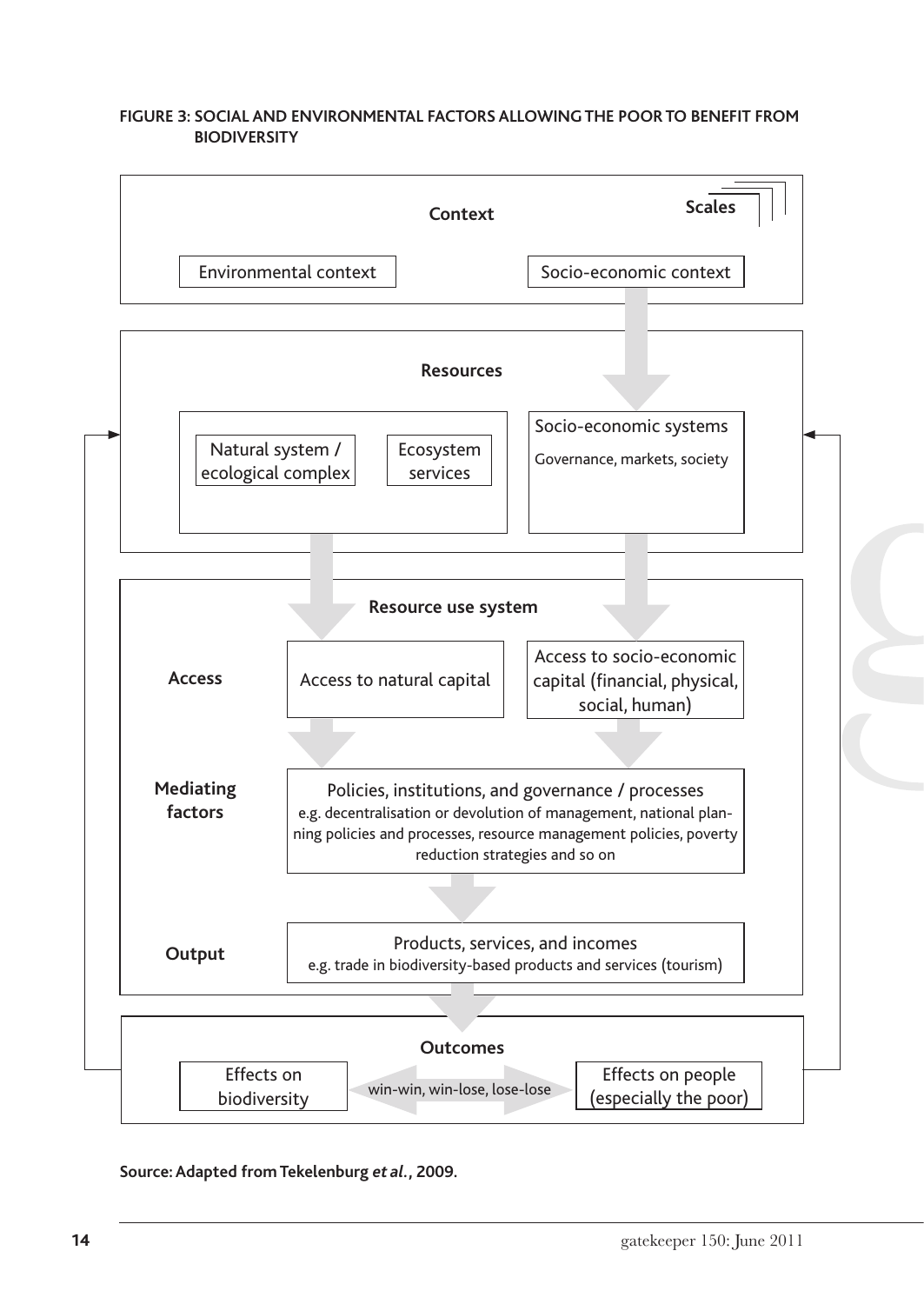**FIGURE 3: SOCIAL AND ENVIRONMENTAL FACTORS ALLOWING THE POOR TO BENEFIT FROM BIODIVERSITY**

**Context** | **Scales**

Environmental context

Socio-economic context

**Resources**

Natural system / ecological complex

Ecosystem services

Socio-economic systems
Governance, markets, society

**Resource use system**

**Access**

Access to natural capital

Access to socio-economic capital (financial, physical, social, human)

**Mediating factors**

Policies, institutions, and governance / processes
e.g. decentralisation or devolution of management, national planning policies and processes, resource management policies, poverty reduction strategies and so on

**Output**

Products, services, and incomes
e.g. trade in biodiversity-based products and services (tourism)

**Outcomes**

Effects on biodiversity

win-win, win-lose, lose-lose

Effects on people (especially the poor)

**Source: Adapted from Tekelenburg *et al.*, 2009.**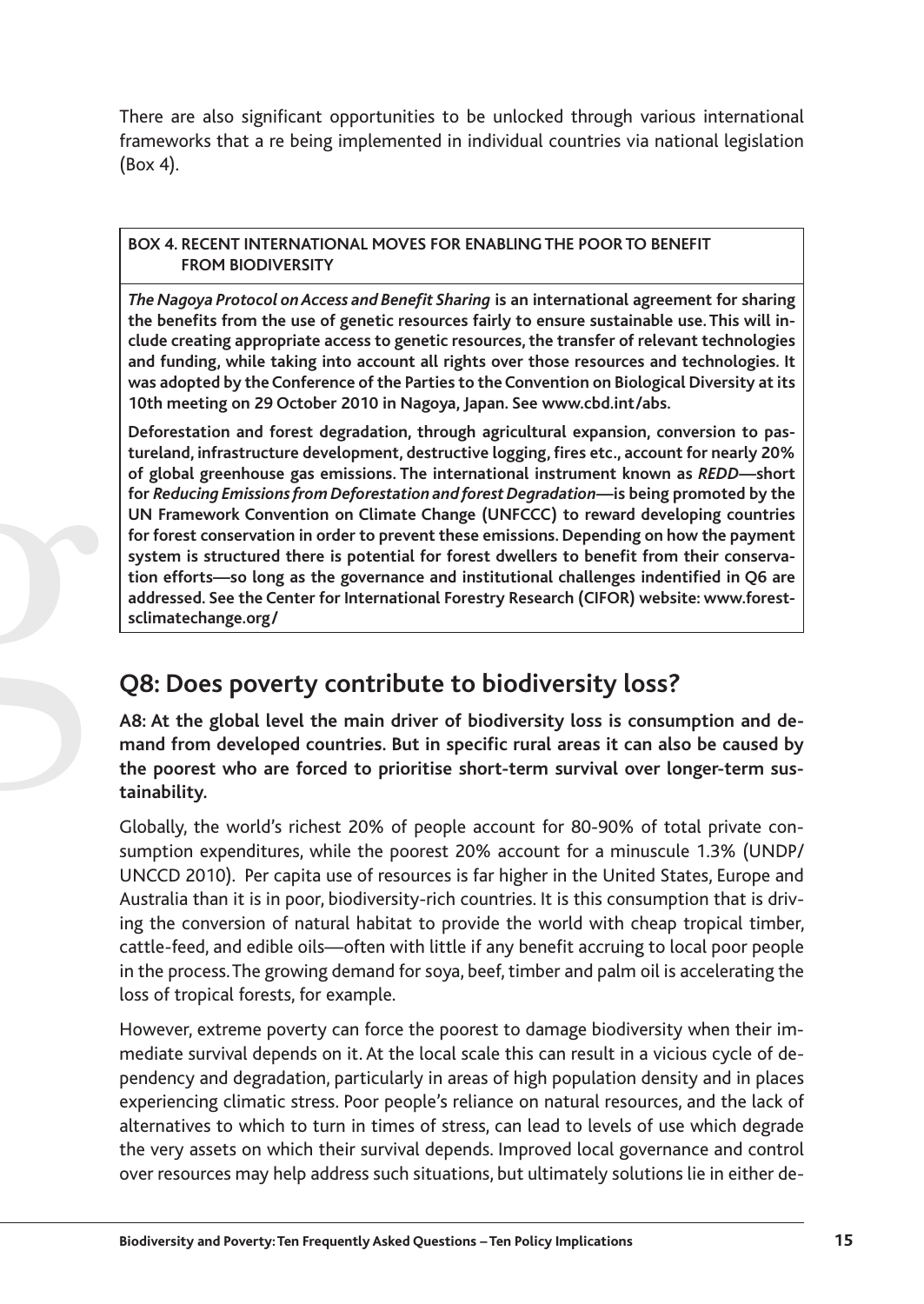There are also significant opportunities to be unlocked through various international frameworks that a re being implemented in individual countries via national legislation (Box 4).

**BOX 4. RECENT INTERNATIONAL MOVES FOR ENABLING THE POOR TO BENEFIT FROM BIODIVERSITY**

***The Nagoya Protocol on Access and Benefit Sharing*** **is an international agreement for sharing the benefits from the use of genetic resources fairly to ensure sustainable use. This will include creating appropriate access to genetic resources, the transfer of relevant technologies and funding, while taking into account all rights over those resources and technologies. It was adopted by the Conference of the Parties to the Convention on Biological Diversity at its 10th meeting on 29 October 2010 in Nagoya, Japan. See www.cbd.int/abs.**

**Deforestation and forest degradation, through agricultural expansion, conversion to pastureland, infrastructure development, destructive logging, fires etc., account for nearly 20% of global greenhouse gas emissions. The international instrument known as *REDD*—short for *Reducing Emissions from Deforestation and forest Degradation*—is being promoted by the UN Framework Convention on Climate Change (UNFCCC) to reward developing countries for forest conservation in order to prevent these emissions. Depending on how the payment system is structured there is potential for forest dwellers to benefit from their conservation efforts—so long as the governance and institutional challenges indentified in Q6 are addressed. See the Center for International Forestry Research (CIFOR) website: www.forestsclimatechange.org/**

## Q8: Does poverty contribute to biodiversity loss?

**A8: At the global level the main driver of biodiversity loss is consumption and demand from developed countries. But in specific rural areas it can also be caused by the poorest who are forced to prioritise short-term survival over longer-term sustainability.**

Globally, the world's richest 20% of people account for 80-90% of total private consumption expenditures, while the poorest 20% account for a minuscule 1.3% (UNDP/UNCCD 2010). Per capita use of resources is far higher in the United States, Europe and Australia than it is in poor, biodiversity-rich countries. It is this consumption that is driving the conversion of natural habitat to provide the world with cheap tropical timber, cattle-feed, and edible oils—often with little if any benefit accruing to local poor people in the process. The growing demand for soya, beef, timber and palm oil is accelerating the loss of tropical forests, for example.

However, extreme poverty can force the poorest to damage biodiversity when their immediate survival depends on it. At the local scale this can result in a vicious cycle of dependency and degradation, particularly in areas of high population density and in places experiencing climatic stress. Poor people's reliance on natural resources, and the lack of alternatives to which to turn in times of stress, can lead to levels of use which degrade the very assets on which their survival depends. Improved local governance and control over resources may help address such situations, but ultimately solutions lie in either de-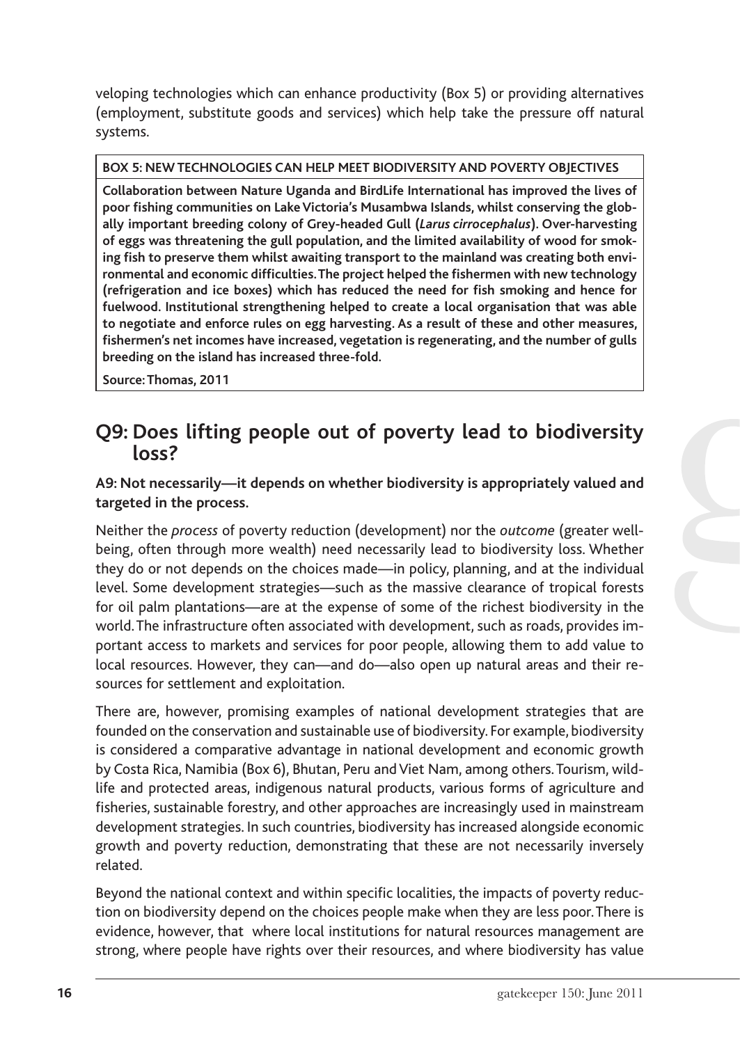veloping technologies which can enhance productivity (Box 5) or providing alternatives (employment, substitute goods and services) which help take the pressure off natural systems.

**BOX 5: NEW TECHNOLOGIES CAN HELP MEET BIODIVERSITY AND POVERTY OBJECTIVES**

**Collaboration between Nature Uganda and BirdLife International has improved the lives of poor fishing communities on Lake Victoria's Musambwa Islands, whilst conserving the globally important breeding colony of Grey-headed Gull (*Larus cirrocephalus*). Over-harvesting of eggs was threatening the gull population, and the limited availability of wood for smoking fish to preserve them whilst awaiting transport to the mainland was creating both environmental and economic difficulties. The project helped the fishermen with new technology (refrigeration and ice boxes) which has reduced the need for fish smoking and hence for fuelwood. Institutional strengthening helped to create a local organisation that was able to negotiate and enforce rules on egg harvesting. As a result of these and other measures, fishermen's net incomes have increased, vegetation is regenerating, and the number of gulls breeding on the island has increased three-fold.**

**Source: Thomas, 2011**

## Q9: Does lifting people out of poverty lead to biodiversity loss?

**A9: Not necessarily—it depends on whether biodiversity is appropriately valued and targeted in the process.**

Neither the *process* of poverty reduction (development) nor the *outcome* (greater wellbeing, often through more wealth) need necessarily lead to biodiversity loss. Whether they do or not depends on the choices made—in policy, planning, and at the individual level. Some development strategies—such as the massive clearance of tropical forests for oil palm plantations—are at the expense of some of the richest biodiversity in the world. The infrastructure often associated with development, such as roads, provides important access to markets and services for poor people, allowing them to add value to local resources. However, they can—and do—also open up natural areas and their resources for settlement and exploitation.

There are, however, promising examples of national development strategies that are founded on the conservation and sustainable use of biodiversity. For example, biodiversity is considered a comparative advantage in national development and economic growth by Costa Rica, Namibia (Box 6), Bhutan, Peru and Viet Nam, among others. Tourism, wildlife and protected areas, indigenous natural products, various forms of agriculture and fisheries, sustainable forestry, and other approaches are increasingly used in mainstream development strategies. In such countries, biodiversity has increased alongside economic growth and poverty reduction, demonstrating that these are not necessarily inversely related.

Beyond the national context and within specific localities, the impacts of poverty reduction on biodiversity depend on the choices people make when they are less poor. There is evidence, however, that where local institutions for natural resources management are strong, where people have rights over their resources, and where biodiversity has value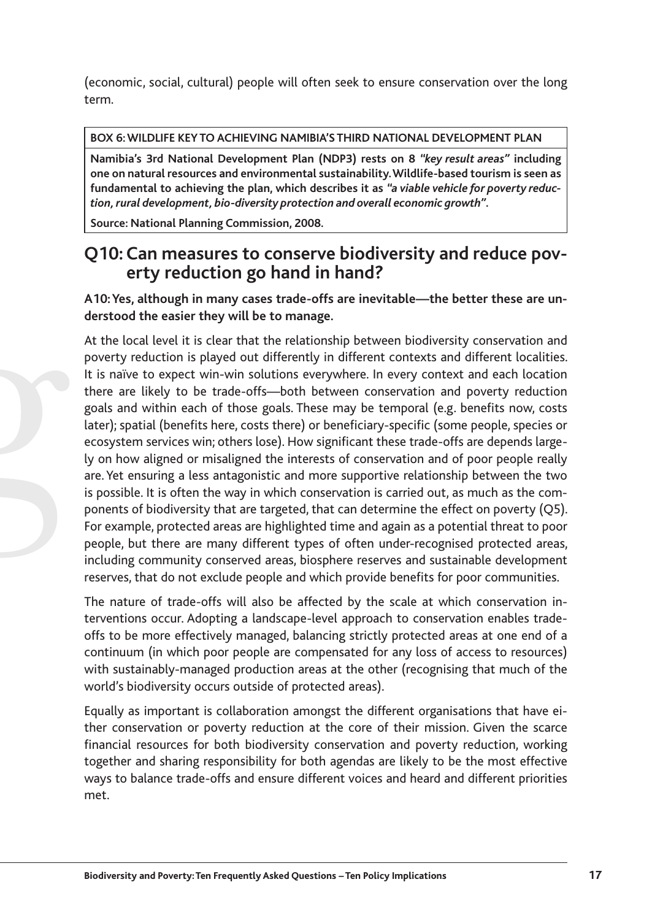(economic, social, cultural) people will often seek to ensure conservation over the long term.

**BOX 6: WILDLIFE KEY TO ACHIEVING NAMIBIA'S THIRD NATIONAL DEVELOPMENT PLAN**

**Namibia's 3rd National Development Plan (NDP3) rests on 8 *"key result areas"* including one on natural resources and environmental sustainability. Wildlife-based tourism is seen as fundamental to achieving the plan, which describes it as *"a viable vehicle for poverty reduction, rural development, bio-diversity protection and overall economic growth"*.**

**Source: National Planning Commission, 2008.**

## Q10: Can measures to conserve biodiversity and reduce poverty reduction go hand in hand?

**A10: Yes, although in many cases trade-offs are inevitable—the better these are understood the easier they will be to manage.**

At the local level it is clear that the relationship between biodiversity conservation and poverty reduction is played out differently in different contexts and different localities. It is naïve to expect win-win solutions everywhere. In every context and each location there are likely to be trade-offs—both between conservation and poverty reduction goals and within each of those goals. These may be temporal (e.g. benefits now, costs later); spatial (benefits here, costs there) or beneficiary-specific (some people, species or ecosystem services win; others lose). How significant these trade-offs are depends largely on how aligned or misaligned the interests of conservation and of poor people really are. Yet ensuring a less antagonistic and more supportive relationship between the two is possible. It is often the way in which conservation is carried out, as much as the components of biodiversity that are targeted, that can determine the effect on poverty (Q5). For example, protected areas are highlighted time and again as a potential threat to poor people, but there are many different types of often under-recognised protected areas, including community conserved areas, biosphere reserves and sustainable development reserves, that do not exclude people and which provide benefits for poor communities.

The nature of trade-offs will also be affected by the scale at which conservation interventions occur. Adopting a landscape-level approach to conservation enables trade-offs to be more effectively managed, balancing strictly protected areas at one end of a continuum (in which poor people are compensated for any loss of access to resources) with sustainably-managed production areas at the other (recognising that much of the world's biodiversity occurs outside of protected areas).

Equally as important is collaboration amongst the different organisations that have either conservation or poverty reduction at the core of their mission. Given the scarce financial resources for both biodiversity conservation and poverty reduction, working together and sharing responsibility for both agendas are likely to be the most effective ways to balance trade-offs and ensure different voices and heard and different priorities met.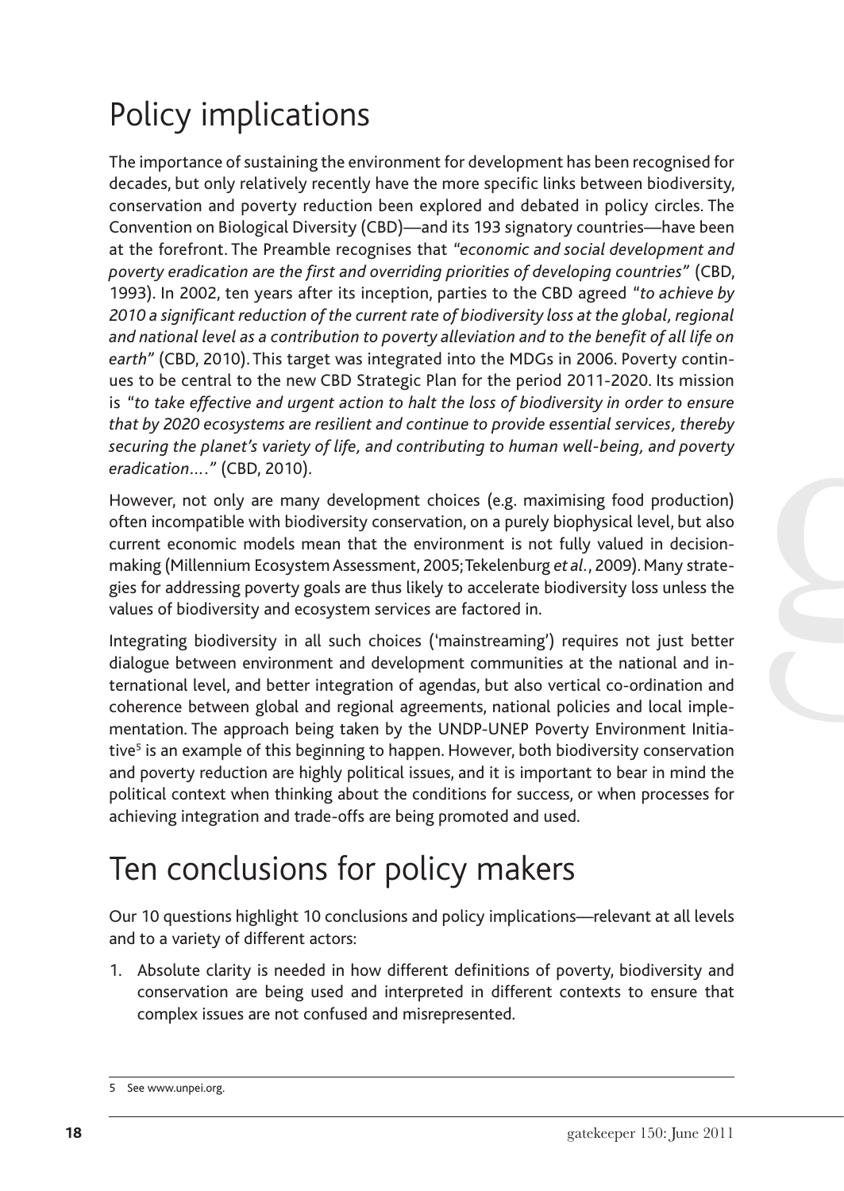# Policy implications

The importance of sustaining the environment for development has been recognised for decades, but only relatively recently have the more specific links between biodiversity, conservation and poverty reduction been explored and debated in policy circles. The Convention on Biological Diversity (CBD)—and its 193 signatory countries—have been at the forefront. The Preamble recognises that *"economic and social development and poverty eradication are the first and overriding priorities of developing countries"* (CBD, 1993). In 2002, ten years after its inception, parties to the CBD agreed *"to achieve by 2010 a significant reduction of the current rate of biodiversity loss at the global, regional and national level as a contribution to poverty alleviation and to the benefit of all life on earth"* (CBD, 2010). This target was integrated into the MDGs in 2006. Poverty continues to be central to the new CBD Strategic Plan for the period 2011-2020. Its mission is *"to take effective and urgent action to halt the loss of biodiversity in order to ensure that by 2020 ecosystems are resilient and continue to provide essential services, thereby securing the planet's variety of life, and contributing to human well-being, and poverty eradication…."* (CBD, 2010).

However, not only are many development choices (e.g. maximising food production) often incompatible with biodiversity conservation, on a purely biophysical level, but also current economic models mean that the environment is not fully valued in decision-making (Millennium Ecosystem Assessment, 2005; Tekelenburg *et al.*, 2009). Many strategies for addressing poverty goals are thus likely to accelerate biodiversity loss unless the values of biodiversity and ecosystem services are factored in.

Integrating biodiversity in all such choices ('mainstreaming') requires not just better dialogue between environment and development communities at the national and international level, and better integration of agendas, but also vertical co-ordination and coherence between global and regional agreements, national policies and local implementation. The approach being taken by the UNDP-UNEP Poverty Environment Initiative[5] is an example of this beginning to happen. However, both biodiversity conservation and poverty reduction are highly political issues, and it is important to bear in mind the political context when thinking about the conditions for success, or when processes for achieving integration and trade-offs are being promoted and used.

# Ten conclusions for policy makers

Our 10 questions highlight 10 conclusions and policy implications—relevant at all levels and to a variety of different actors:

1. Absolute clarity is needed in how different definitions of poverty, biodiversity and conservation are being used and interpreted in different contexts to ensure that complex issues are not confused and misrepresented.

5 See www.unpei.org.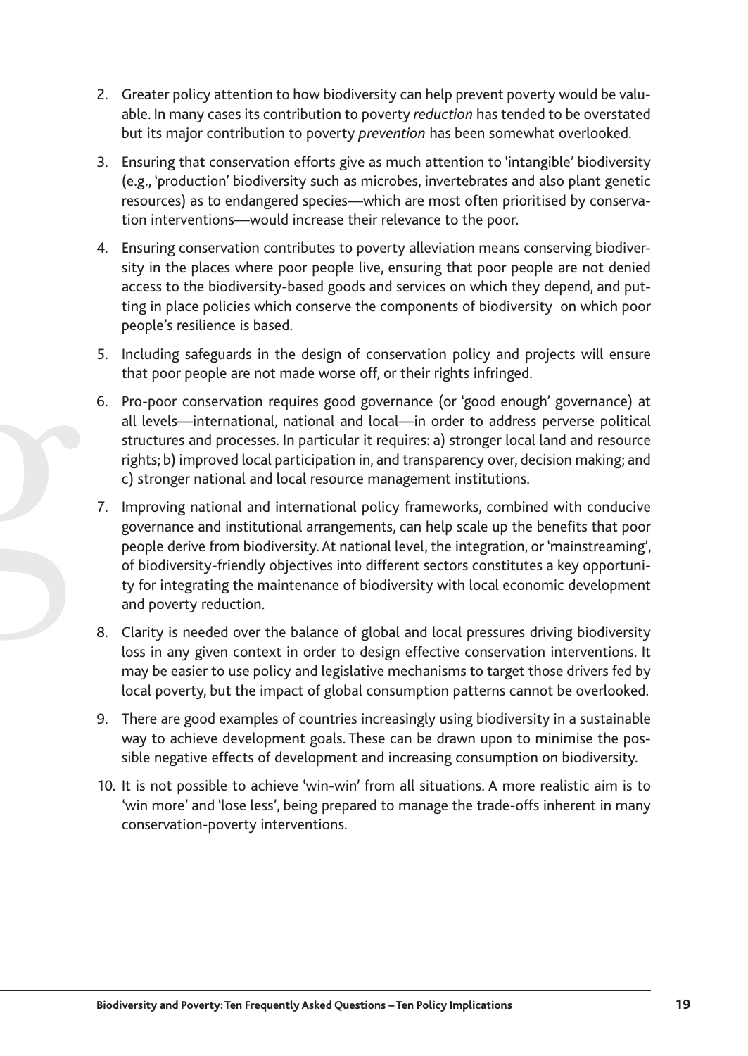2. Greater policy attention to how biodiversity can help prevent poverty would be valuable. In many cases its contribution to poverty *reduction* has tended to be overstated but its major contribution to poverty *prevention* has been somewhat overlooked.

3. Ensuring that conservation efforts give as much attention to 'intangible' biodiversity (e.g., 'production' biodiversity such as microbes, invertebrates and also plant genetic resources) as to endangered species—which are most often prioritised by conservation interventions—would increase their relevance to the poor.

4. Ensuring conservation contributes to poverty alleviation means conserving biodiversity in the places where poor people live, ensuring that poor people are not denied access to the biodiversity-based goods and services on which they depend, and putting in place policies which conserve the components of biodiversity on which poor people's resilience is based.

5. Including safeguards in the design of conservation policy and projects will ensure that poor people are not made worse off, or their rights infringed.

6. Pro-poor conservation requires good governance (or 'good enough' governance) at all levels—international, national and local—in order to address perverse political structures and processes. In particular it requires: a) stronger local land and resource rights; b) improved local participation in, and transparency over, decision making; and c) stronger national and local resource management institutions.

7. Improving national and international policy frameworks, combined with conducive governance and institutional arrangements, can help scale up the benefits that poor people derive from biodiversity. At national level, the integration, or 'mainstreaming', of biodiversity-friendly objectives into different sectors constitutes a key opportunity for integrating the maintenance of biodiversity with local economic development and poverty reduction.

8. Clarity is needed over the balance of global and local pressures driving biodiversity loss in any given context in order to design effective conservation interventions. It may be easier to use policy and legislative mechanisms to target those drivers fed by local poverty, but the impact of global consumption patterns cannot be overlooked.

9. There are good examples of countries increasingly using biodiversity in a sustainable way to achieve development goals. These can be drawn upon to minimise the possible negative effects of development and increasing consumption on biodiversity.

10. It is not possible to achieve 'win-win' from all situations. A more realistic aim is to 'win more' and 'lose less', being prepared to manage the trade-offs inherent in many conservation-poverty interventions.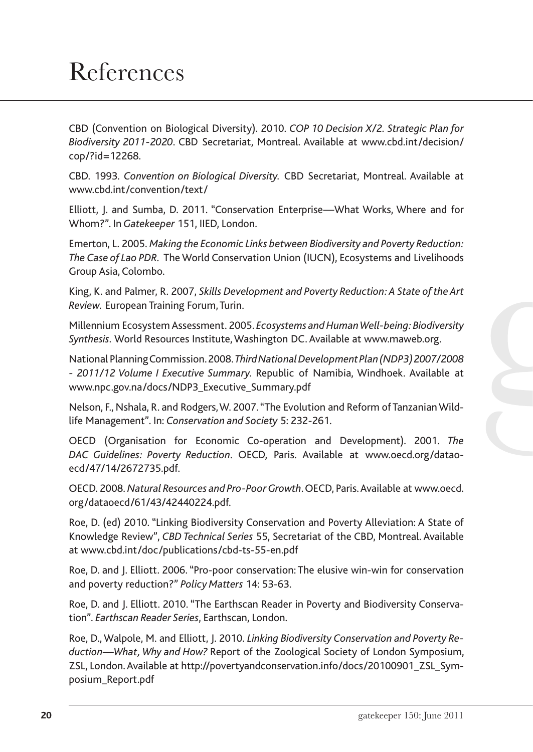# References

CBD (Convention on Biological Diversity). 2010. *COP 10 Decision X/2. Strategic Plan for Biodiversity 2011-2020*. CBD Secretariat, Montreal. Available at www.cbd.int/decision/cop/?id=12268.

CBD. 1993. *Convention on Biological Diversity.* CBD Secretariat, Montreal. Available at www.cbd.int/convention/text/

Elliott, J. and Sumba, D. 2011. "Conservation Enterprise—What Works, Where and for Whom?". In *Gatekeeper* 151, IIED, London.

Emerton, L. 2005. *Making the Economic Links between Biodiversity and Poverty Reduction: The Case of Lao PDR*. The World Conservation Union (IUCN), Ecosystems and Livelihoods Group Asia, Colombo.

King, K. and Palmer, R. 2007, *Skills Development and Poverty Reduction: A State of the Art Review.* European Training Forum, Turin.

Millennium Ecosystem Assessment. 2005. *Ecosystems and Human Well-being: Biodiversity Synthesis*. World Resources Institute, Washington DC. Available at www.maweb.org.

National Planning Commission. 2008. *Third National Development Plan (NDP3) 2007/2008 - 2011/12 Volume I Executive Summary.* Republic of Namibia, Windhoek. Available at www.npc.gov.na/docs/NDP3_Executive_Summary.pdf

Nelson, F., Nshala, R. and Rodgers, W. 2007. "The Evolution and Reform of Tanzanian Wildlife Management". In: *Conservation and Society* 5: 232-261.

OECD (Organisation for Economic Co-operation and Development). 2001. *The DAC Guidelines: Poverty Reduction*. OECD, Paris. Available at www.oecd.org/dataoecd/47/14/2672735.pdf.

OECD. 2008. *Natural Resources and Pro-Poor Growth*. OECD, Paris. Available at www.oecd.org/dataoecd/61/43/42440224.pdf.

Roe, D. (ed) 2010. "Linking Biodiversity Conservation and Poverty Alleviation: A State of Knowledge Review", *CBD Technical Series* 55, Secretariat of the CBD, Montreal. Available at www.cbd.int/doc/publications/cbd-ts-55-en.pdf

Roe, D. and J. Elliott. 2006. "Pro-poor conservation: The elusive win-win for conservation and poverty reduction?" *Policy Matters* 14: 53-63.

Roe, D. and J. Elliott. 2010. "The Earthscan Reader in Poverty and Biodiversity Conservation". *Earthscan Reader Series*, Earthscan, London.

Roe, D., Walpole, M. and Elliott, J. 2010. *Linking Biodiversity Conservation and Poverty Reduction—What, Why and How?* Report of the Zoological Society of London Symposium, ZSL, London. Available at http://povertyandconservation.info/docs/20100901_ZSL_Symposium_Report.pdf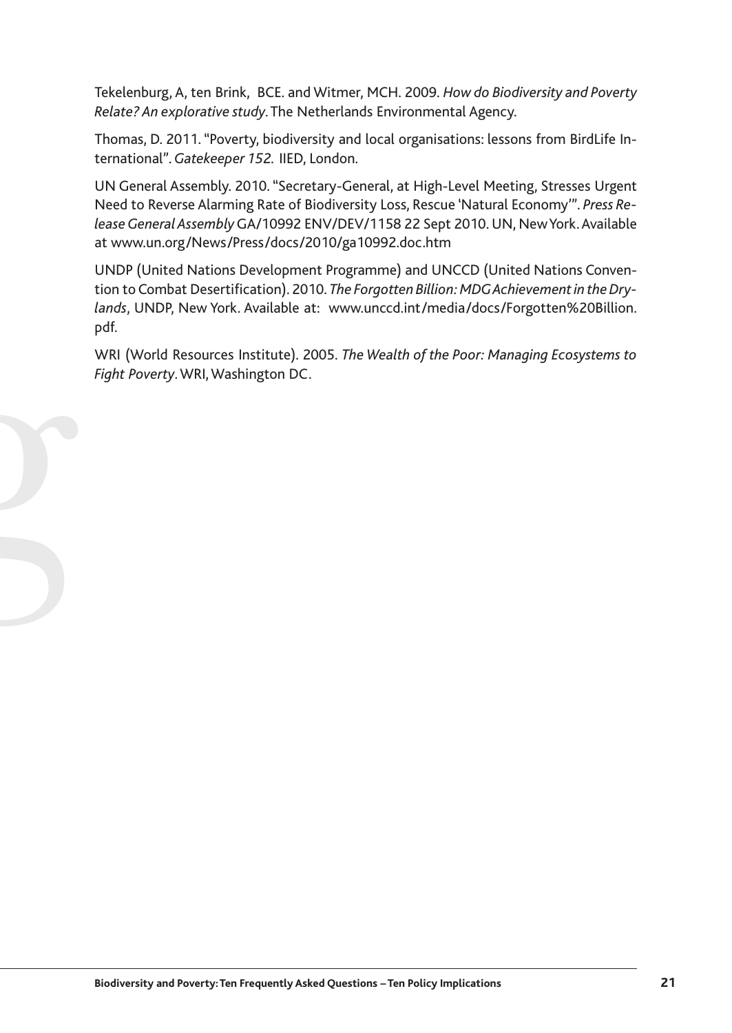Tekelenburg, A, ten Brink, BCE. and Witmer, MCH. 2009. *How do Biodiversity and Poverty Relate? An explorative study*. The Netherlands Environmental Agency.

Thomas, D. 2011. "Poverty, biodiversity and local organisations: lessons from BirdLife International". *Gatekeeper 152.* IIED, London.

UN General Assembly. 2010. "Secretary-General, at High-Level Meeting, Stresses Urgent Need to Reverse Alarming Rate of Biodiversity Loss, Rescue 'Natural Economy'". *Press Release General Assembly* GA/10992 ENV/DEV/1158 22 Sept 2010. UN, New York. Available at www.un.org/News/Press/docs/2010/ga10992.doc.htm

UNDP (United Nations Development Programme) and UNCCD (United Nations Convention to Combat Desertification). 2010. *The Forgotten Billion: MDG Achievement in the Drylands*, UNDP, New York. Available at: www.unccd.int/media/docs/Forgotten%20Billion.pdf.

WRI (World Resources Institute). 2005. *The Wealth of the Poor: Managing Ecosystems to Fight Poverty*. WRI, Washington DC.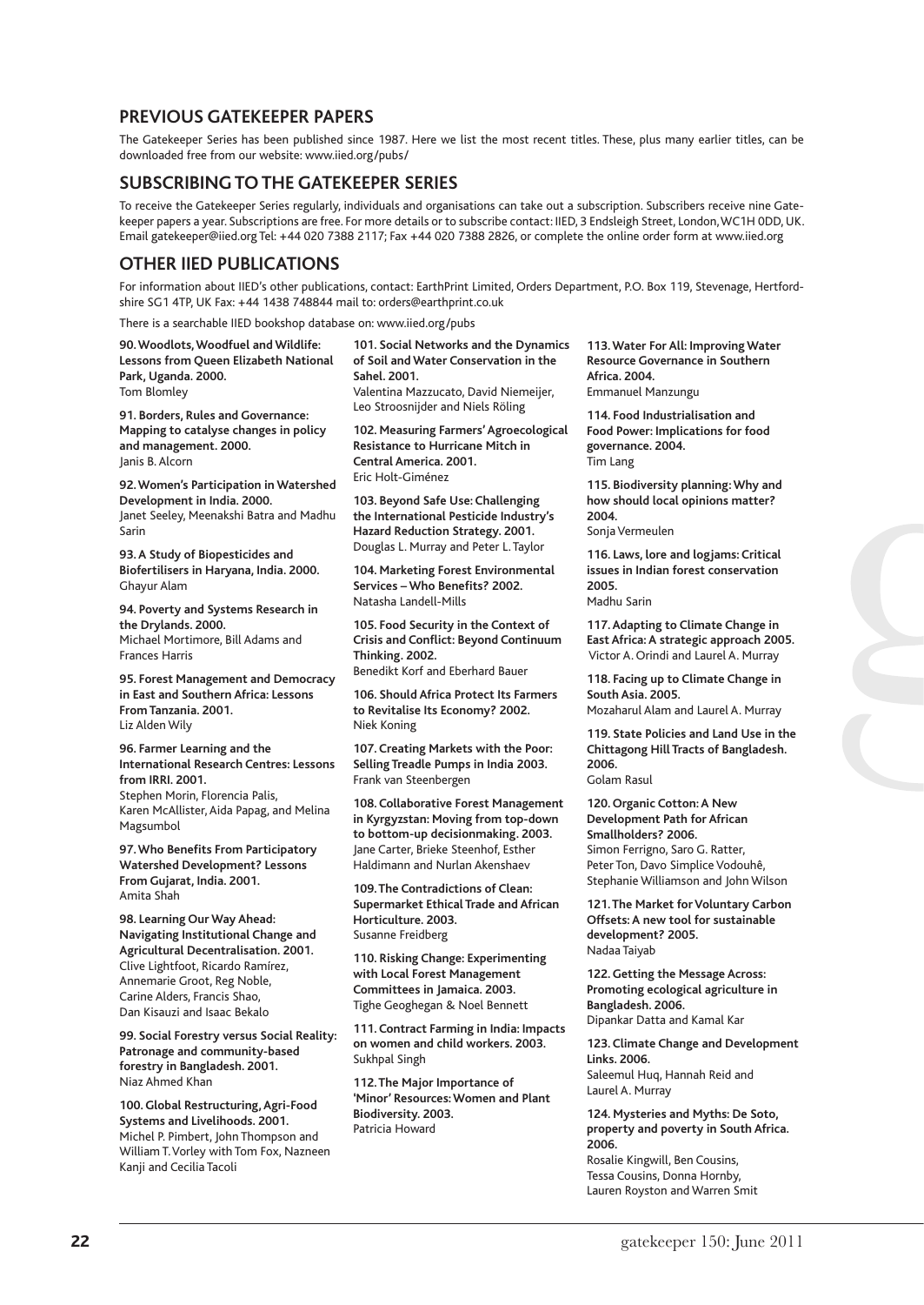## PREVIOUS GATEKEEPER PAPERS

The Gatekeeper Series has been published since 1987. Here we list the most recent titles. These, plus many earlier titles, can be downloaded free from our website: www.iied.org/pubs/

## SUBSCRIBING TO THE GATEKEEPER SERIES

To receive the Gatekeeper Series regularly, individuals and organisations can take out a subscription. Subscribers receive nine Gatekeeper papers a year. Subscriptions are free. For more details or to subscribe contact: IIED, 3 Endsleigh Street, London, WC1H 0DD, UK. Email gatekeeper@iied.org Tel: +44 020 7388 2117; Fax +44 020 7388 2826, or complete the online order form at www.iied.org

## OTHER IIED PUBLICATIONS

For information about IIED's other publications, contact: EarthPrint Limited, Orders Department, P.O. Box 119, Stevenage, Hertfordshire SG1 4TP, UK Fax: +44 1438 748844 mail to: orders@earthprint.co.uk

There is a searchable IIED bookshop database on: www.iied.org/pubs

**90. Woodlots, Woodfuel and Wildlife: Lessons from Queen Elizabeth National Park, Uganda. 2000.**
Tom Blomley

**91. Borders, Rules and Governance: Mapping to catalyse changes in policy and management. 2000.**
Janis B. Alcorn

**92. Women's Participation in Watershed Development in India. 2000.**
Janet Seeley, Meenakshi Batra and Madhu Sarin

**93. A Study of Biopesticides and Biofertilisers in Haryana, India. 2000.**
Ghayur Alam

**94. Poverty and Systems Research in the Drylands. 2000.**
Michael Mortimore, Bill Adams and Frances Harris

**95. Forest Management and Democracy in East and Southern Africa: Lessons From Tanzania. 2001.**
Liz Alden Wily

**96. Farmer Learning and the International Research Centres: Lessons from IRRI. 2001.**
Stephen Morin, Florencia Palis, Karen McAllister, Aida Papag, and Melina Magsumbol

**97. Who Benefits From Participatory Watershed Development? Lessons From Gujarat, India. 2001.**
Amita Shah

**98. Learning Our Way Ahead: Navigating Institutional Change and Agricultural Decentralisation. 2001.**
Clive Lightfoot, Ricardo Ramírez, Annemarie Groot, Reg Noble, Carine Alders, Francis Shao, Dan Kisauzi and Isaac Bekalo

**99. Social Forestry versus Social Reality: Patronage and community-based forestry in Bangladesh. 2001.**
Niaz Ahmed Khan

**100. Global Restructuring, Agri-Food Systems and Livelihoods. 2001.**
Michel P. Pimbert, John Thompson and William T. Vorley with Tom Fox, Nazneen Kanji and Cecilia Tacoli

**101. Social Networks and the Dynamics of Soil and Water Conservation in the Sahel. 2001.**
Valentina Mazzucato, David Niemeijer, Leo Stroosnijder and Niels Röling

**102. Measuring Farmers' Agroecological Resistance to Hurricane Mitch in Central America. 2001.**
Eric Holt-Giménez

**103. Beyond Safe Use: Challenging the International Pesticide Industry's Hazard Reduction Strategy. 2001.**
Douglas L. Murray and Peter L. Taylor

**104. Marketing Forest Environmental Services – Who Benefits? 2002.**
Natasha Landell-Mills

**105. Food Security in the Context of Crisis and Conflict: Beyond Continuum Thinking. 2002.**
Benedikt Korf and Eberhard Bauer

**106. Should Africa Protect Its Farmers to Revitalise Its Economy? 2002.**
Niek Koning

**107. Creating Markets with the Poor: Selling Treadle Pumps in India 2003.**
Frank van Steenbergen

**108. Collaborative Forest Management in Kyrgyzstan: Moving from top-down to bottom-up decisionmaking. 2003.**
Jane Carter, Brieke Steenhof, Esther Haldimann and Nurlan Akenshaev

**109. The Contradictions of Clean: Supermarket Ethical Trade and African Horticulture. 2003.**
Susanne Freidberg

**110. Risking Change: Experimenting with Local Forest Management Committees in Jamaica. 2003.**
Tighe Geoghegan & Noel Bennett

**111. Contract Farming in India: Impacts on women and child workers. 2003.**
Sukhpal Singh

**112. The Major Importance of 'Minor' Resources: Women and Plant Biodiversity. 2003.**
Patricia Howard

**113. Water For All: Improving Water Resource Governance in Southern Africa. 2004.**
Emmanuel Manzungu

**114. Food Industrialisation and Food Power: Implications for food governance. 2004.**
Tim Lang

**115. Biodiversity planning: Why and how should local opinions matter? 2004.**
Sonja Vermeulen

**116. Laws, lore and logjams: Critical issues in Indian forest conservation 2005.**
Madhu Sarin

**117. Adapting to Climate Change in East Africa: A strategic approach 2005.**
Victor A. Orindi and Laurel A. Murray

**118. Facing up to Climate Change in South Asia. 2005.**
Mozaharul Alam and Laurel A. Murray

**119. State Policies and Land Use in the Chittagong Hill Tracts of Bangladesh. 2006.**
Golam Rasul

**120. Organic Cotton: A New Development Path for African Smallholders? 2006.**
Simon Ferrigno, Saro G. Ratter, Peter Ton, Davo Simplice Vodouhê, Stephanie Williamson and John Wilson

**121. The Market for Voluntary Carbon Offsets: A new tool for sustainable development? 2005.**
Nadaa Taiyab

**122. Getting the Message Across: Promoting ecological agriculture in Bangladesh. 2006.**
Dipankar Datta and Kamal Kar

**123. Climate Change and Development Links. 2006.**
Saleemul Huq, Hannah Reid and Laurel A. Murray

**124. Mysteries and Myths: De Soto, property and poverty in South Africa. 2006.**
Rosalie Kingwill, Ben Cousins, Tessa Cousins, Donna Hornby, Lauren Royston and Warren Smit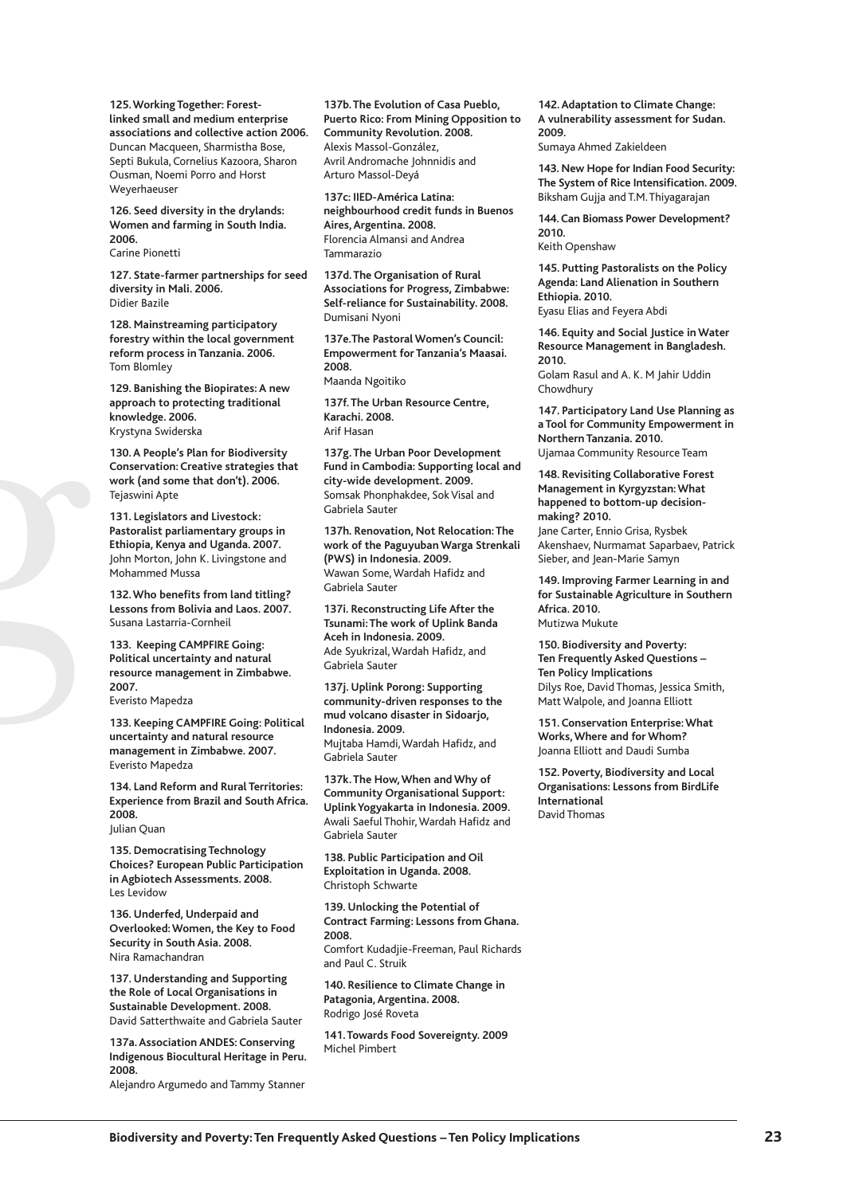**125. Working Together: Forest-linked small and medium enterprise associations and collective action 2006.**
Duncan Macqueen, Sharmistha Bose, Septi Bukula, Cornelius Kazoora, Sharon Ousman, Noemi Porro and Horst Weyerhaeuser

**126. Seed diversity in the drylands: Women and farming in South India. 2006.**
Carine Pionetti

**127. State-farmer partnerships for seed diversity in Mali. 2006.**
Didier Bazile

**128. Mainstreaming participatory forestry within the local government reform process in Tanzania. 2006.**
Tom Blomley

**129. Banishing the Biopirates: A new approach to protecting traditional knowledge. 2006.**
Krystyna Swiderska

**130. A People's Plan for Biodiversity Conservation: Creative strategies that work (and some that don't). 2006.**
Tejaswini Apte

**131. Legislators and Livestock: Pastoralist parliamentary groups in Ethiopia, Kenya and Uganda. 2007.**
John Morton, John K. Livingstone and Mohammed Mussa

**132. Who benefits from land titling? Lessons from Bolivia and Laos. 2007.**
Susana Lastarria-Cornheil

**133. Keeping CAMPFIRE Going: Political uncertainty and natural resource management in Zimbabwe. 2007.**
Everisto Mapedza

**133. Keeping CAMPFIRE Going: Political uncertainty and natural resource management in Zimbabwe. 2007.**
Everisto Mapedza

**134. Land Reform and Rural Territories: Experience from Brazil and South Africa. 2008.**
Julian Quan

**135. Democratising Technology Choices? European Public Participation in Agbiotech Assessments. 2008.**
Les Levidow

**136. Underfed, Underpaid and Overlooked: Women, the Key to Food Security in South Asia. 2008.**
Nira Ramachandran

**137. Understanding and Supporting the Role of Local Organisations in Sustainable Development. 2008.**
David Satterthwaite and Gabriela Sauter

**137a. Association ANDES: Conserving Indigenous Biocultural Heritage in Peru. 2008.**
Alejandro Argumedo and Tammy Stanner

**137b. The Evolution of Casa Pueblo, Puerto Rico: From Mining Opposition to Community Revolution. 2008.**
Alexis Massol-González, Avril Andromache Johnnidis and Arturo Massol-Deyá

**137c: IIED-América Latina: neighbourhood credit funds in Buenos Aires, Argentina. 2008.**
Florencia Almansi and Andrea Tammarazio

**137d. The Organisation of Rural Associations for Progress, Zimbabwe: Self-reliance for Sustainability. 2008.**
Dumisani Nyoni

**137e. The Pastoral Women's Council: Empowerment for Tanzania's Maasai. 2008.**
Maanda Ngoitiko

**137f. The Urban Resource Centre, Karachi. 2008.**
Arif Hasan

**137g. The Urban Poor Development Fund in Cambodia: Supporting local and city-wide development. 2009.**
Somsak Phonphakdee, Sok Visal and Gabriela Sauter

**137h. Renovation, Not Relocation: The work of the Paguyuban Warga Strenkali (PWS) in Indonesia. 2009.**
Wawan Some, Wardah Hafidz and Gabriela Sauter

**137i. Reconstructing Life After the Tsunami: The work of Uplink Banda Aceh in Indonesia. 2009.**
Ade Syukrizal, Wardah Hafidz, and Gabriela Sauter

**137j. Uplink Porong: Supporting community-driven responses to the mud volcano disaster in Sidoarjo, Indonesia. 2009.**
Mujtaba Hamdi, Wardah Hafidz, and Gabriela Sauter

**137k. The How, When and Why of Community Organisational Support: Uplink Yogyakarta in Indonesia. 2009.**
Awali Saeful Thohir, Wardah Hafidz and Gabriela Sauter

**138. Public Participation and Oil Exploitation in Uganda. 2008.**
Christoph Schwarte

**139. Unlocking the Potential of Contract Farming: Lessons from Ghana. 2008.**
Comfort Kudadjie-Freeman, Paul Richards and Paul C. Struik

**140. Resilience to Climate Change in Patagonia, Argentina. 2008.**
Rodrigo José Roveta

**141. Towards Food Sovereignty. 2009**
Michel Pimbert

**142. Adaptation to Climate Change: A vulnerability assessment for Sudan. 2009.**
Sumaya Ahmed Zakieldeen

**143. New Hope for Indian Food Security: The System of Rice Intensification. 2009.**
Biksham Gujja and T.M. Thiyagarajan

**144. Can Biomass Power Development? 2010.**
Keith Openshaw

**145. Putting Pastoralists on the Policy Agenda: Land Alienation in Southern Ethiopia. 2010.**
Eyasu Elias and Feyera Abdi

**146. Equity and Social Justice in Water Resource Management in Bangladesh. 2010.**
Golam Rasul and A. K. M Jahir Uddin Chowdhury

**147. Participatory Land Use Planning as a Tool for Community Empowerment in Northern Tanzania. 2010.**
Ujamaa Community Resource Team

**148. Revisiting Collaborative Forest Management in Kyrgyzstan: What happened to bottom-up decision-making? 2010.**
Jane Carter, Ennio Grisa, Rysbek Akenshaev, Nurmamat Saparbaev, Patrick Sieber, and Jean-Marie Samyn

**149. Improving Farmer Learning in and for Sustainable Agriculture in Southern Africa. 2010.**
Mutizwa Mukute

**150. Biodiversity and Poverty: Ten Frequently Asked Questions – Ten Policy Implications**
Dilys Roe, David Thomas, Jessica Smith, Matt Walpole, and Joanna Elliott

**151. Conservation Enterprise: What Works, Where and for Whom?**
Joanna Elliott and Daudi Sumba

**152. Poverty, Biodiversity and Local Organisations: Lessons from BirdLife International**
David Thomas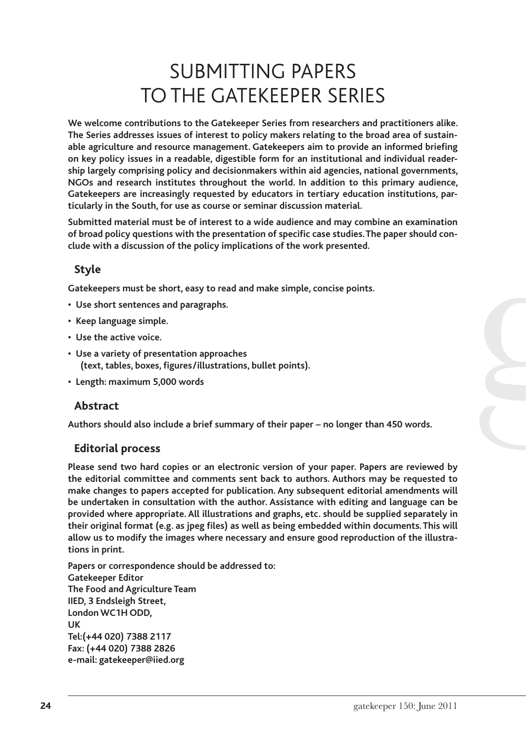# SUBMITTING PAPERS TO THE GATEKEEPER SERIES

**We welcome contributions to the Gatekeeper Series from researchers and practitioners alike. The Series addresses issues of interest to policy makers relating to the broad area of sustainable agriculture and resource management. Gatekeepers aim to provide an informed briefing on key policy issues in a readable, digestible form for an institutional and individual readership largely comprising policy and decisionmakers within aid agencies, national governments, NGOs and research institutes throughout the world. In addition to this primary audience, Gatekeepers are increasingly requested by educators in tertiary education institutions, particularly in the South, for use as course or seminar discussion material.**

**Submitted material must be of interest to a wide audience and may combine an examination of broad policy questions with the presentation of specific case studies. The paper should conclude with a discussion of the policy implications of the work presented.**

## Style

**Gatekeepers must be short, easy to read and make simple, concise points.**

- **Use short sentences and paragraphs.**
- **Keep language simple.**
- **Use the active voice.**
- **Use a variety of presentation approaches (text, tables, boxes, figures/illustrations, bullet points).**
- **Length: maximum 5,000 words**

## Abstract

**Authors should also include a brief summary of their paper – no longer than 450 words.**

## Editorial process

**Please send two hard copies or an electronic version of your paper. Papers are reviewed by the editorial committee and comments sent back to authors. Authors may be requested to make changes to papers accepted for publication. Any subsequent editorial amendments will be undertaken in consultation with the author. Assistance with editing and language can be provided where appropriate. All illustrations and graphs, etc. should be supplied separately in their original format (e.g. as jpeg files) as well as being embedded within documents. This will allow us to modify the images where necessary and ensure good reproduction of the illustrations in print.**

**Papers or correspondence should be addressed to:**
**Gatekeeper Editor**
**The Food and Agriculture Team**
**IIED, 3 Endsleigh Street,**
**London WC1H ODD,**
**UK**
**Tel:(+44 020) 7388 2117**
**Fax: (+44 020) 7388 2826**
**e-mail: gatekeeper@iied.org**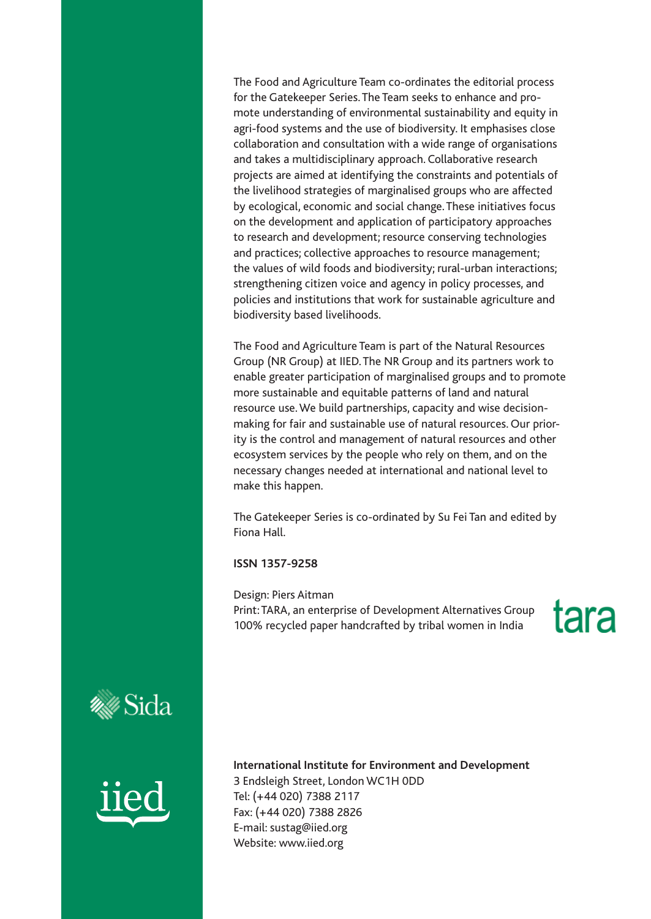The Food and Agriculture Team co-ordinates the editorial process for the Gatekeeper Series. The Team seeks to enhance and promote understanding of environmental sustainability and equity in agri-food systems and the use of biodiversity. It emphasises close collaboration and consultation with a wide range of organisations and takes a multidisciplinary approach. Collaborative research projects are aimed at identifying the constraints and potentials of the livelihood strategies of marginalised groups who are affected by ecological, economic and social change. These initiatives focus on the development and application of participatory approaches to research and development; resource conserving technologies and practices; collective approaches to resource management; the values of wild foods and biodiversity; rural-urban interactions; strengthening citizen voice and agency in policy processes, and policies and institutions that work for sustainable agriculture and biodiversity based livelihoods.

The Food and Agriculture Team is part of the Natural Resources Group (NR Group) at IIED. The NR Group and its partners work to enable greater participation of marginalised groups and to promote more sustainable and equitable patterns of land and natural resource use. We build partnerships, capacity and wise decision-making for fair and sustainable use of natural resources. Our priority is the control and management of natural resources and other ecosystem services by the people who rely on them, and on the necessary changes needed at international and national level to make this happen.

The Gatekeeper Series is co-ordinated by Su Fei Tan and edited by Fiona Hall.

**ISSN 1357-9258**

Design: Piers Aitman
Print: TARA, an enterprise of Development Alternatives Group
100% recycled paper handcrafted by tribal women in India

tara

Sida

iied

**International Institute for Environment and Development**
3 Endsleigh Street, London WC1H 0DD
Tel: (+44 020) 7388 2117
Fax: (+44 020) 7388 2826
E-mail: sustag@iied.org
Website: www.iied.org